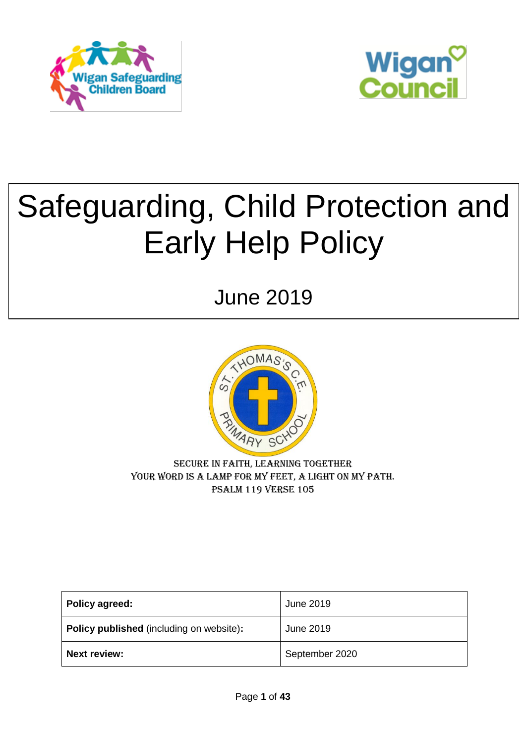# Safeguarding, Child Protection and Early Help Policy

June 2019

SECURE IN FAITH, LEARNING TOGETHER
YOUR WORD IS A LAMP FOR MY FEET, A LIGHT ON MY PATH.
PSALM 119 VERSE 105

| | |
|---|---|
| **Policy agreed:** | June 2019 |
| **Policy published** (including on website)**:** | June 2019 |
| **Next review:** | September 2020 |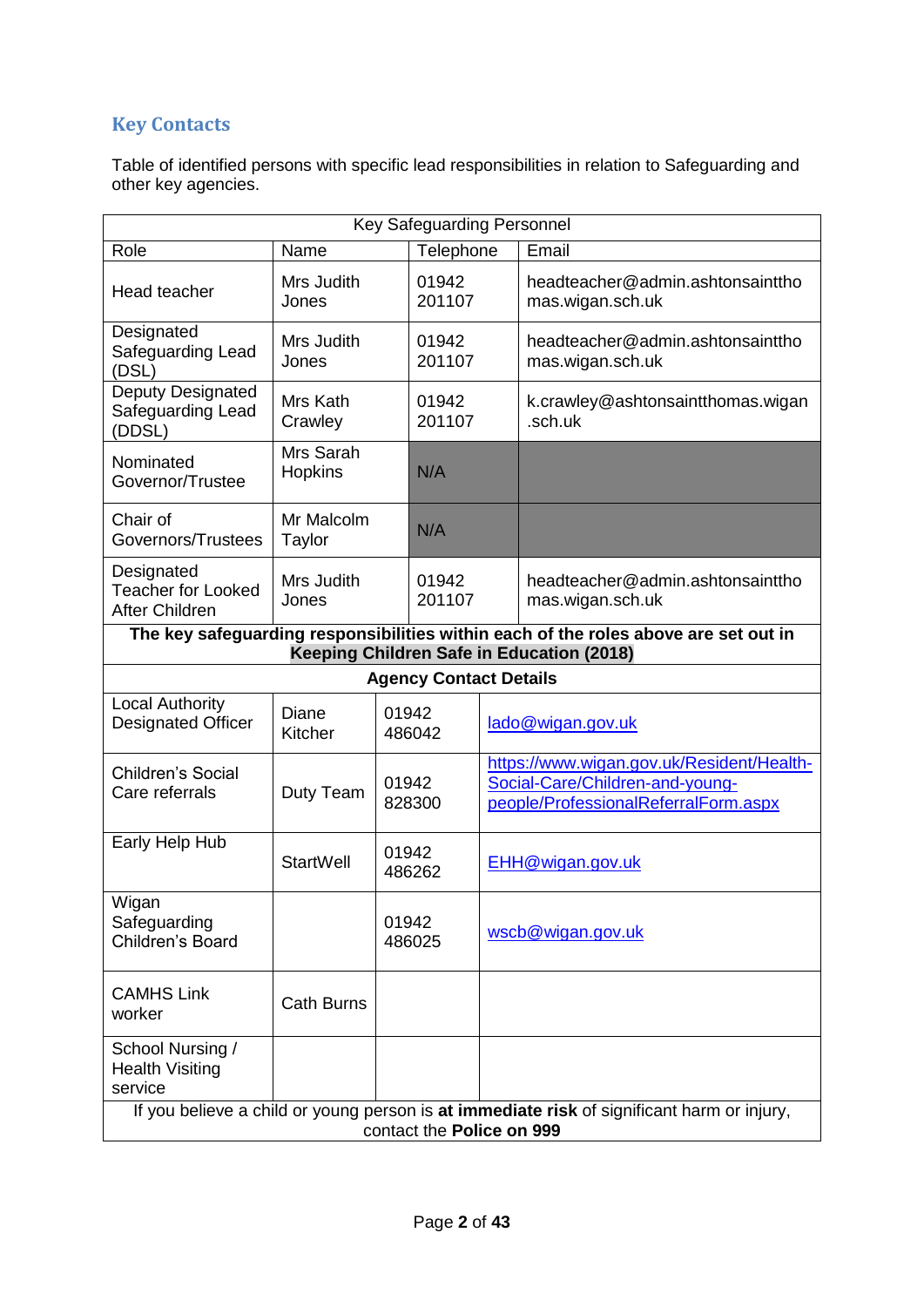## Key Contacts

Table of identified persons with specific lead responsibilities in relation to Safeguarding and other key agencies.

| Key Safeguarding Personnel | | | |
|---|---|---|---|
| Role | Name | Telephone | Email |
| Head teacher | Mrs Judith Jones | 01942 201107 | headteacher@admin.ashtonsaintthomas.wigan.sch.uk |
| Designated Safeguarding Lead (DSL) | Mrs Judith Jones | 01942 201107 | headteacher@admin.ashtonsaintthomas.wigan.sch.uk |
| Deputy Designated Safeguarding Lead (DDSL) | Mrs Kath Crawley | 01942 201107 | k.crawley@ashtonsaintthomas.wigan.sch.uk |
| Nominated Governor/Trustee | Mrs Sarah Hopkins | N/A | |
| Chair of Governors/Trustees | Mr Malcolm Taylor | N/A | |
| Designated Teacher for Looked After Children | Mrs Judith Jones | 01942 201107 | headteacher@admin.ashtonsaintthomas.wigan.sch.uk |
| **The key safeguarding responsibilities within each of the roles above are set out in Keeping Children Safe in Education (2018)** | | | |
| **Agency Contact Details** | | | |
| Local Authority Designated Officer | Diane Kitcher | 01942 486042 | lado@wigan.gov.uk |
| Children's Social Care referrals | Duty Team | 01942 828300 | https://www.wigan.gov.uk/Resident/Health-Social-Care/Children-and-young-people/ProfessionalReferralForm.aspx |
| Early Help Hub | StartWell | 01942 486262 | EHH@wigan.gov.uk |
| Wigan Safeguarding Children's Board | | 01942 486025 | wscb@wigan.gov.uk |
| CAMHS Link worker | Cath Burns | | |
| School Nursing / Health Visiting service | | | |
| If you believe a child or young person is **at immediate risk** of significant harm or injury, contact the **Police on 999** | | | |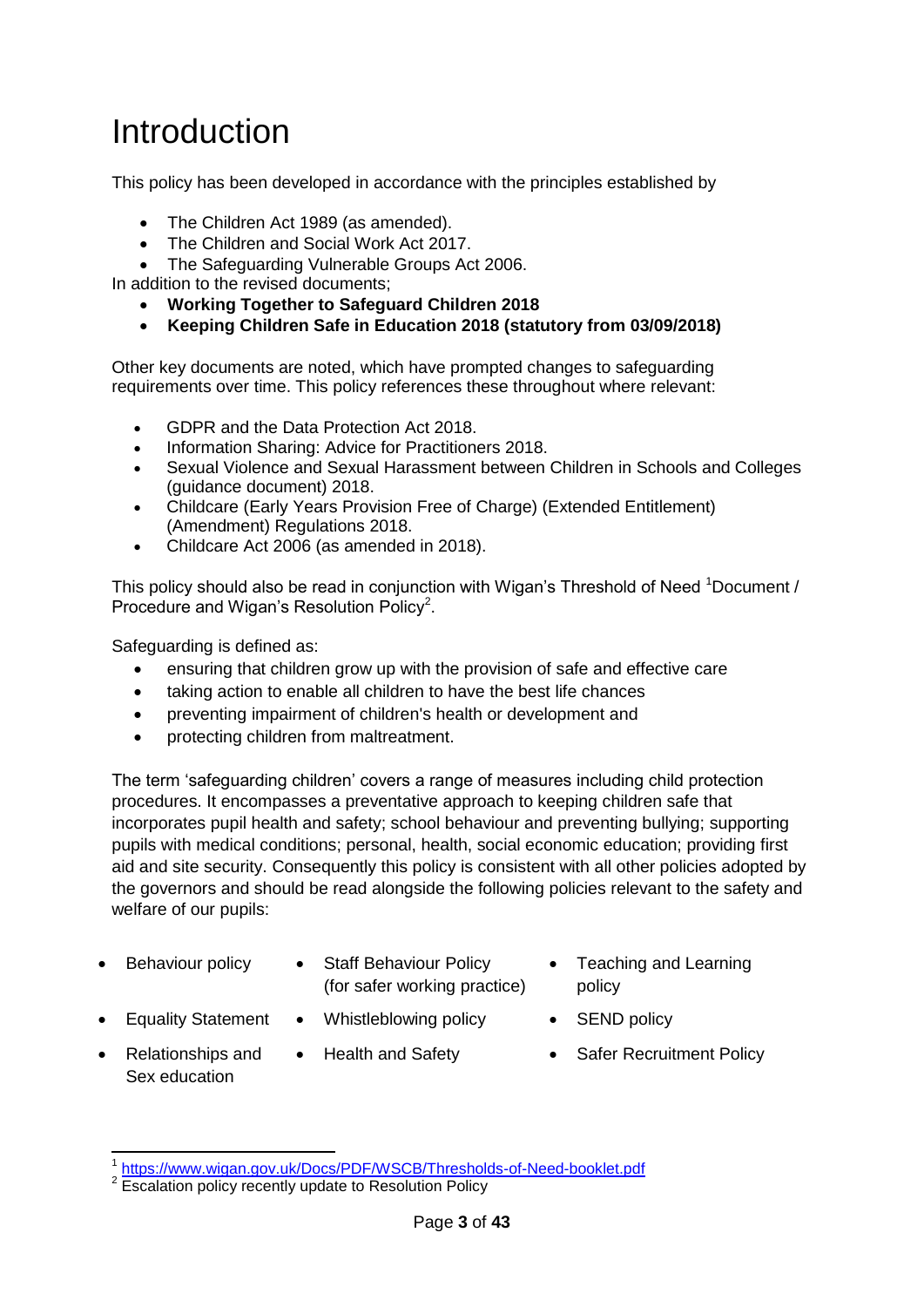# Introduction

This policy has been developed in accordance with the principles established by

- The Children Act 1989 (as amended).
- The Children and Social Work Act 2017.
- The Safeguarding Vulnerable Groups Act 2006.

In addition to the revised documents;

- **Working Together to Safeguard Children 2018**
- **Keeping Children Safe in Education 2018 (statutory from 03/09/2018)**

Other key documents are noted, which have prompted changes to safeguarding requirements over time. This policy references these throughout where relevant:

- GDPR and the Data Protection Act 2018.
- Information Sharing: Advice for Practitioners 2018.
- Sexual Violence and Sexual Harassment between Children in Schools and Colleges (guidance document) 2018.
- Childcare (Early Years Provision Free of Charge) (Extended Entitlement) (Amendment) Regulations 2018.
- Childcare Act 2006 (as amended in 2018).

This policy should also be read in conjunction with Wigan's Threshold of Need [1]Document / Procedure and Wigan's Resolution Policy[2].

Safeguarding is defined as:

- ensuring that children grow up with the provision of safe and effective care
- taking action to enable all children to have the best life chances
- preventing impairment of children's health or development and
- protecting children from maltreatment.

The term 'safeguarding children' covers a range of measures including child protection procedures. It encompasses a preventative approach to keeping children safe that incorporates pupil health and safety; school behaviour and preventing bullying; supporting pupils with medical conditions; personal, health, social economic education; providing first aid and site security. Consequently this policy is consistent with all other policies adopted by the governors and should be read alongside the following policies relevant to the safety and welfare of our pupils:

- Behaviour policy
- Staff Behaviour Policy (for safer working practice)
- Teaching and Learning policy
- Equality Statement
- Whistleblowing policy
- SEND policy
- Relationships and Sex education
- Health and Safety
- Safer Recruitment Policy

---

[1] https://www.wigan.gov.uk/Docs/PDF/WSCB/Thresholds-of-Need-booklet.pdf

[2] Escalation policy recently update to Resolution Policy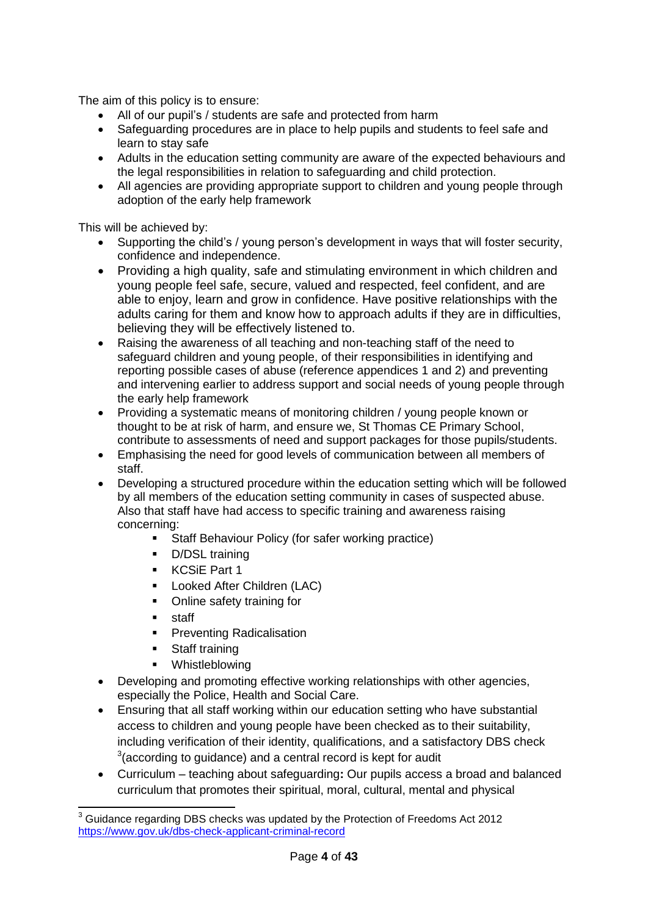The aim of this policy is to ensure:

- All of our pupil's / students are safe and protected from harm
- Safeguarding procedures are in place to help pupils and students to feel safe and learn to stay safe
- Adults in the education setting community are aware of the expected behaviours and the legal responsibilities in relation to safeguarding and child protection.
- All agencies are providing appropriate support to children and young people through adoption of the early help framework

This will be achieved by:

- Supporting the child's / young person's development in ways that will foster security, confidence and independence.
- Providing a high quality, safe and stimulating environment in which children and young people feel safe, secure, valued and respected, feel confident, and are able to enjoy, learn and grow in confidence. Have positive relationships with the adults caring for them and know how to approach adults if they are in difficulties, believing they will be effectively listened to.
- Raising the awareness of all teaching and non-teaching staff of the need to safeguard children and young people, of their responsibilities in identifying and reporting possible cases of abuse (reference appendices 1 and 2) and preventing and intervening earlier to address support and social needs of young people through the early help framework
- Providing a systematic means of monitoring children / young people known or thought to be at risk of harm, and ensure we, St Thomas CE Primary School, contribute to assessments of need and support packages for those pupils/students.
- Emphasising the need for good levels of communication between all members of staff.
- Developing a structured procedure within the education setting which will be followed by all members of the education setting community in cases of suspected abuse. Also that staff have had access to specific training and awareness raising concerning:
  - Staff Behaviour Policy (for safer working practice)
  - D/DSL training
  - KCSiE Part 1
  - Looked After Children (LAC)
  - Online safety training for
  - staff
  - Preventing Radicalisation
  - Staff training
  - Whistleblowing
- Developing and promoting effective working relationships with other agencies, especially the Police, Health and Social Care.
- Ensuring that all staff working within our education setting who have substantial access to children and young people have been checked as to their suitability, including verification of their identity, qualifications, and a satisfactory DBS check [3](according to guidance) and a central record is kept for audit
- Curriculum – teaching about safeguarding**:** Our pupils access a broad and balanced curriculum that promotes their spiritual, moral, cultural, mental and physical

[3] Guidance regarding DBS checks was updated by the Protection of Freedoms Act 2012 https://www.gov.uk/dbs-check-applicant-criminal-record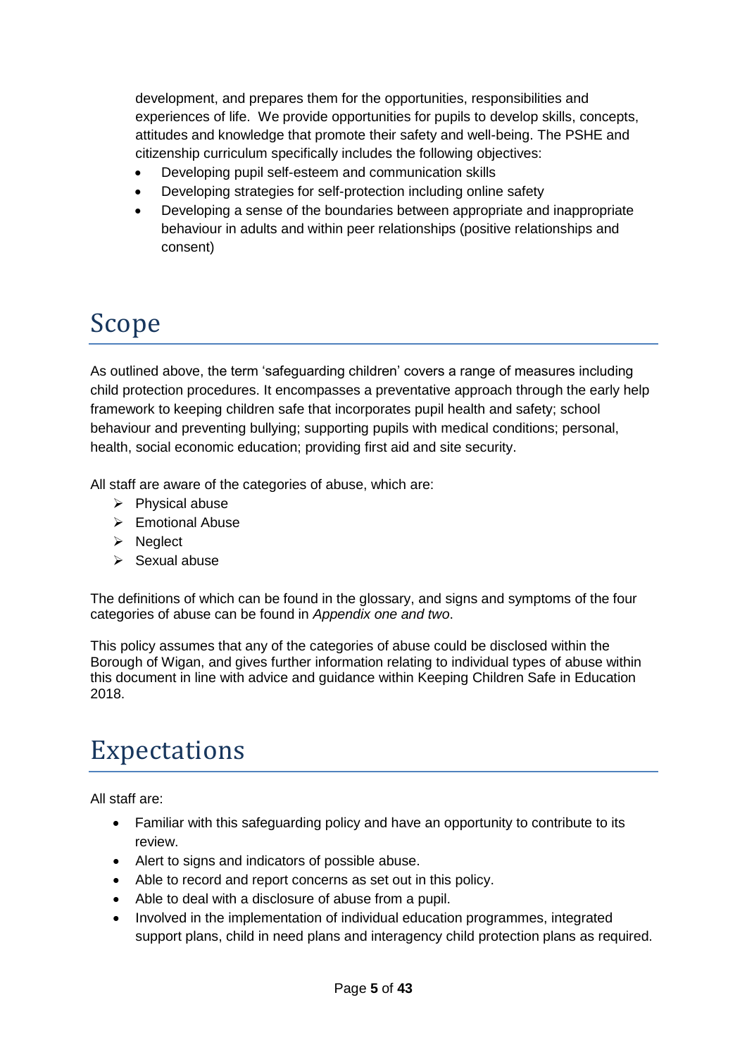development, and prepares them for the opportunities, responsibilities and experiences of life. We provide opportunities for pupils to develop skills, concepts, attitudes and knowledge that promote their safety and well-being. The PSHE and citizenship curriculum specifically includes the following objectives:

- Developing pupil self-esteem and communication skills
- Developing strategies for self-protection including online safety
- Developing a sense of the boundaries between appropriate and inappropriate behaviour in adults and within peer relationships (positive relationships and consent)

# Scope

As outlined above, the term 'safeguarding children' covers a range of measures including child protection procedures. It encompasses a preventative approach through the early help framework to keeping children safe that incorporates pupil health and safety; school behaviour and preventing bullying; supporting pupils with medical conditions; personal, health, social economic education; providing first aid and site security.

All staff are aware of the categories of abuse, which are:

- Physical abuse
- Emotional Abuse
- Neglect
- Sexual abuse

The definitions of which can be found in the glossary, and signs and symptoms of the four categories of abuse can be found in *Appendix one and two*.

This policy assumes that any of the categories of abuse could be disclosed within the Borough of Wigan, and gives further information relating to individual types of abuse within this document in line with advice and guidance within Keeping Children Safe in Education 2018.

# Expectations

All staff are:

- Familiar with this safeguarding policy and have an opportunity to contribute to its review.
- Alert to signs and indicators of possible abuse.
- Able to record and report concerns as set out in this policy.
- Able to deal with a disclosure of abuse from a pupil.
- Involved in the implementation of individual education programmes, integrated support plans, child in need plans and interagency child protection plans as required.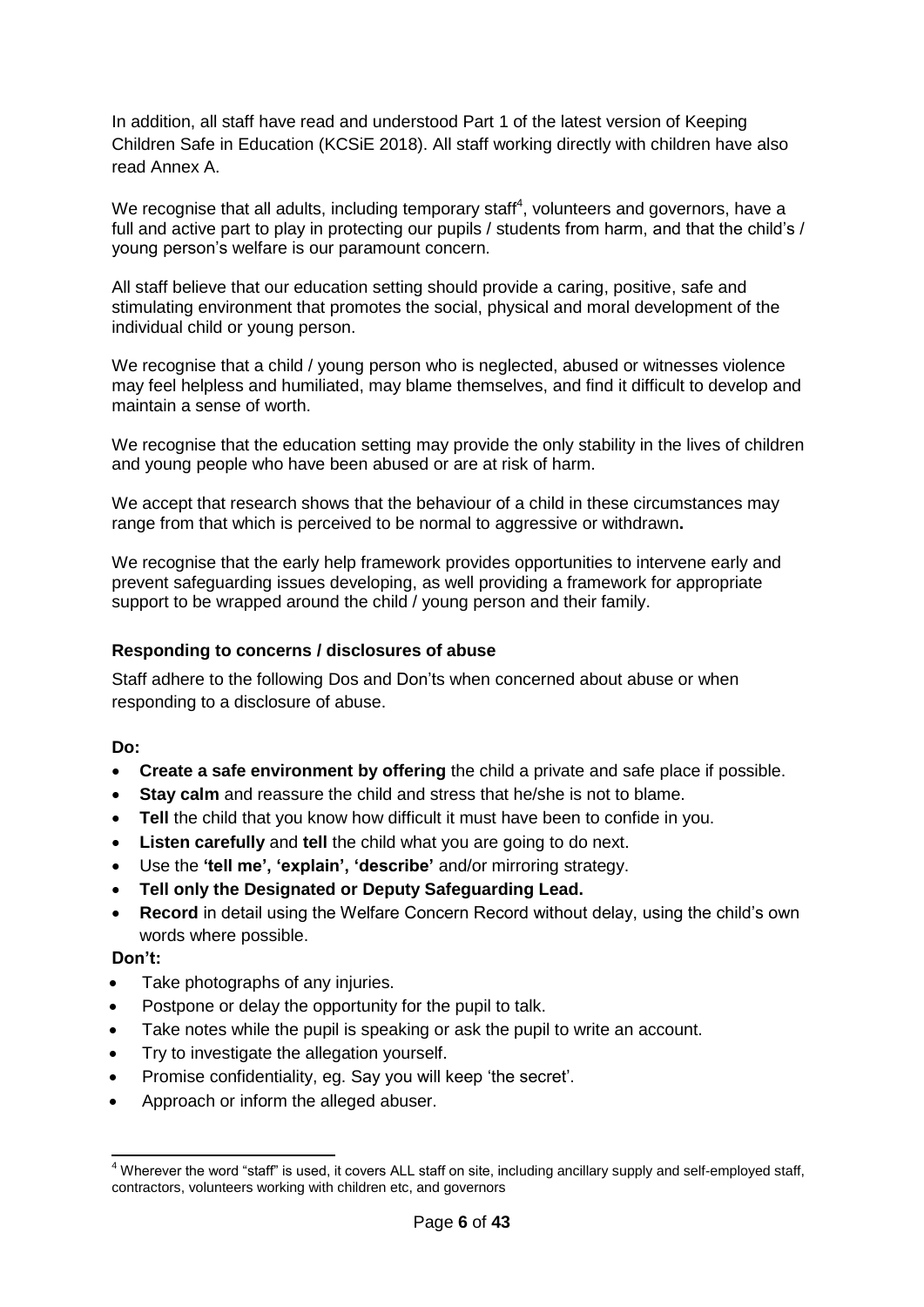In addition, all staff have read and understood Part 1 of the latest version of Keeping Children Safe in Education (KCSiE 2018). All staff working directly with children have also read Annex A.

We recognise that all adults, including temporary staff[4], volunteers and governors, have a full and active part to play in protecting our pupils / students from harm, and that the child's / young person's welfare is our paramount concern.

All staff believe that our education setting should provide a caring, positive, safe and stimulating environment that promotes the social, physical and moral development of the individual child or young person.

We recognise that a child / young person who is neglected, abused or witnesses violence may feel helpless and humiliated, may blame themselves, and find it difficult to develop and maintain a sense of worth.

We recognise that the education setting may provide the only stability in the lives of children and young people who have been abused or are at risk of harm.

We accept that research shows that the behaviour of a child in these circumstances may range from that which is perceived to be normal to aggressive or withdrawn**.**

We recognise that the early help framework provides opportunities to intervene early and prevent safeguarding issues developing, as well providing a framework for appropriate support to be wrapped around the child / young person and their family.

### Responding to concerns / disclosures of abuse

Staff adhere to the following Dos and Don'ts when concerned about abuse or when responding to a disclosure of abuse.

**Do:**

- **Create a safe environment by offering** the child a private and safe place if possible.
- **Stay calm** and reassure the child and stress that he/she is not to blame.
- **Tell** the child that you know how difficult it must have been to confide in you.
- **Listen carefully** and **tell** the child what you are going to do next.
- Use the **'tell me', 'explain', 'describe'** and/or mirroring strategy.
- **Tell only the Designated or Deputy Safeguarding Lead.**
- **Record** in detail using the Welfare Concern Record without delay, using the child's own words where possible.

**Don't:**

- Take photographs of any injuries.
- Postpone or delay the opportunity for the pupil to talk.
- Take notes while the pupil is speaking or ask the pupil to write an account.
- Try to investigate the allegation yourself.
- Promise confidentiality, eg. Say you will keep 'the secret'.
- Approach or inform the alleged abuser.

[4] Wherever the word "staff" is used, it covers ALL staff on site, including ancillary supply and self-employed staff, contractors, volunteers working with children etc, and governors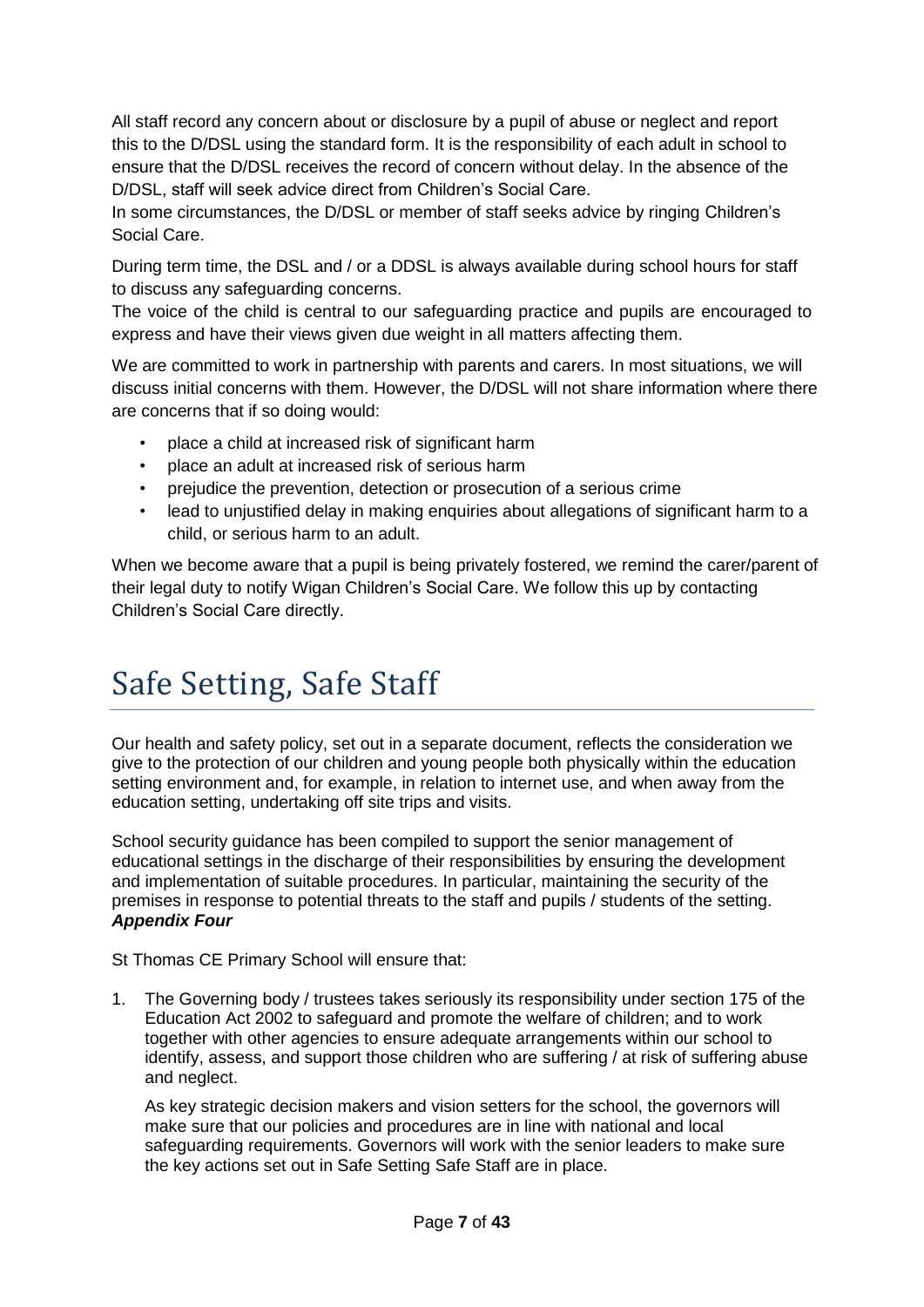All staff record any concern about or disclosure by a pupil of abuse or neglect and report this to the D/DSL using the standard form. It is the responsibility of each adult in school to ensure that the D/DSL receives the record of concern without delay. In the absence of the D/DSL, staff will seek advice direct from Children's Social Care.
In some circumstances, the D/DSL or member of staff seeks advice by ringing Children's Social Care.

During term time, the DSL and / or a DDSL is always available during school hours for staff to discuss any safeguarding concerns.
The voice of the child is central to our safeguarding practice and pupils are encouraged to express and have their views given due weight in all matters affecting them.

We are committed to work in partnership with parents and carers. In most situations, we will discuss initial concerns with them. However, the D/DSL will not share information where there are concerns that if so doing would:

- place a child at increased risk of significant harm
- place an adult at increased risk of serious harm
- prejudice the prevention, detection or prosecution of a serious crime
- lead to unjustified delay in making enquiries about allegations of significant harm to a child, or serious harm to an adult.

When we become aware that a pupil is being privately fostered, we remind the carer/parent of their legal duty to notify Wigan Children's Social Care. We follow this up by contacting Children's Social Care directly.

# Safe Setting, Safe Staff

Our health and safety policy, set out in a separate document, reflects the consideration we give to the protection of our children and young people both physically within the education setting environment and, for example, in relation to internet use, and when away from the education setting, undertaking off site trips and visits.

School security guidance has been compiled to support the senior management of educational settings in the discharge of their responsibilities by ensuring the development and implementation of suitable procedures. In particular, maintaining the security of the premises in response to potential threats to the staff and pupils / students of the setting.
***Appendix Four***

St Thomas CE Primary School will ensure that:

1. The Governing body / trustees takes seriously its responsibility under section 175 of the Education Act 2002 to safeguard and promote the welfare of children; and to work together with other agencies to ensure adequate arrangements within our school to identify, assess, and support those children who are suffering / at risk of suffering abuse and neglect.

   As key strategic decision makers and vision setters for the school, the governors will make sure that our policies and procedures are in line with national and local safeguarding requirements. Governors will work with the senior leaders to make sure the key actions set out in Safe Setting Safe Staff are in place.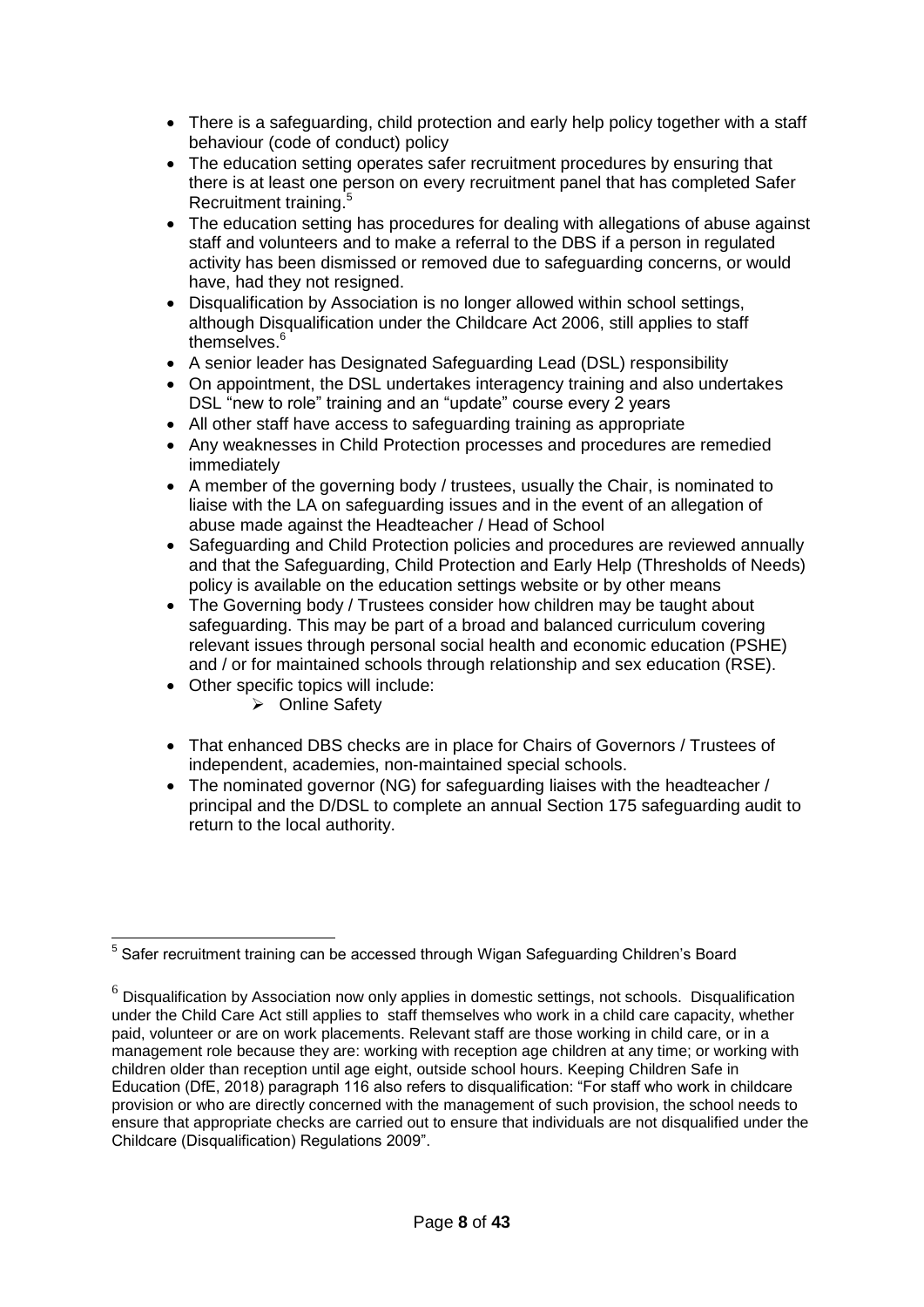- There is a safeguarding, child protection and early help policy together with a staff behaviour (code of conduct) policy
- The education setting operates safer recruitment procedures by ensuring that there is at least one person on every recruitment panel that has completed Safer Recruitment training.[5]
- The education setting has procedures for dealing with allegations of abuse against staff and volunteers and to make a referral to the DBS if a person in regulated activity has been dismissed or removed due to safeguarding concerns, or would have, had they not resigned.
- Disqualification by Association is no longer allowed within school settings, although Disqualification under the Childcare Act 2006, still applies to staff themselves.[6]
- A senior leader has Designated Safeguarding Lead (DSL) responsibility
- On appointment, the DSL undertakes interagency training and also undertakes DSL "new to role" training and an "update" course every 2 years
- All other staff have access to safeguarding training as appropriate
- Any weaknesses in Child Protection processes and procedures are remedied immediately
- A member of the governing body / trustees, usually the Chair, is nominated to liaise with the LA on safeguarding issues and in the event of an allegation of abuse made against the Headteacher / Head of School
- Safeguarding and Child Protection policies and procedures are reviewed annually and that the Safeguarding, Child Protection and Early Help (Thresholds of Needs) policy is available on the education settings website or by other means
- The Governing body / Trustees consider how children may be taught about safeguarding. This may be part of a broad and balanced curriculum covering relevant issues through personal social health and economic education (PSHE) and / or for maintained schools through relationship and sex education (RSE).
- Other specific topics will include:
    - Online Safety
- That enhanced DBS checks are in place for Chairs of Governors / Trustees of independent, academies, non-maintained special schools.
- The nominated governor (NG) for safeguarding liaises with the headteacher / principal and the D/DSL to complete an annual Section 175 safeguarding audit to return to the local authority.

---

[5] Safer recruitment training can be accessed through Wigan Safeguarding Children's Board

[6] Disqualification by Association now only applies in domestic settings, not schools. Disqualification under the Child Care Act still applies to staff themselves who work in a child care capacity, whether paid, volunteer or are on work placements. Relevant staff are those working in child care, or in a management role because they are: working with reception age children at any time; or working with children older than reception until age eight, outside school hours. Keeping Children Safe in Education (DfE, 2018) paragraph 116 also refers to disqualification: "For staff who work in childcare provision or who are directly concerned with the management of such provision, the school needs to ensure that appropriate checks are carried out to ensure that individuals are not disqualified under the Childcare (Disqualification) Regulations 2009".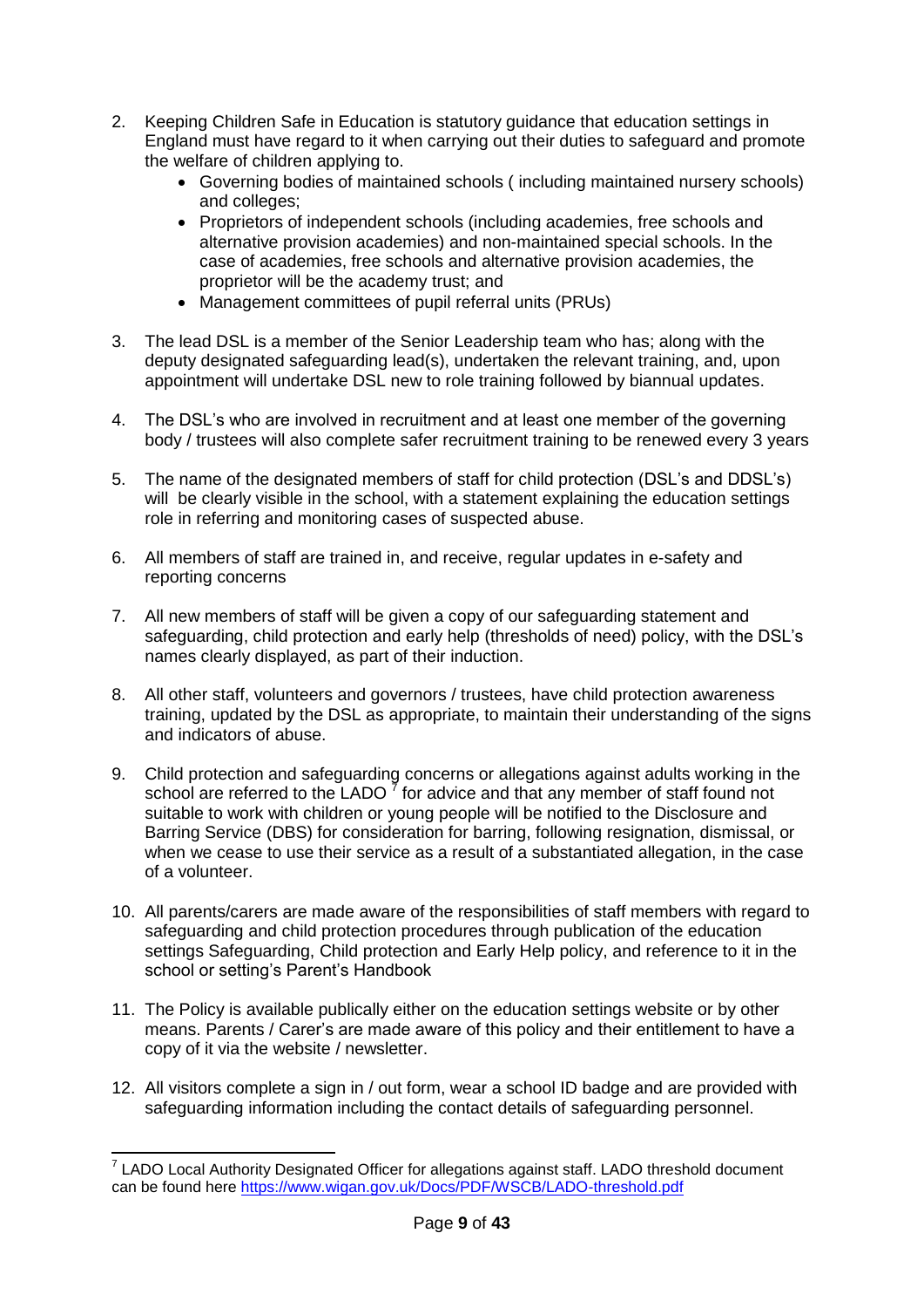2. Keeping Children Safe in Education is statutory guidance that education settings in England must have regard to it when carrying out their duties to safeguard and promote the welfare of children applying to.
   - Governing bodies of maintained schools ( including maintained nursery schools) and colleges;
   - Proprietors of independent schools (including academies, free schools and alternative provision academies) and non-maintained special schools. In the case of academies, free schools and alternative provision academies, the proprietor will be the academy trust; and
   - Management committees of pupil referral units (PRUs)

3. The lead DSL is a member of the Senior Leadership team who has; along with the deputy designated safeguarding lead(s), undertaken the relevant training, and, upon appointment will undertake DSL new to role training followed by biannual updates.

4. The DSL's who are involved in recruitment and at least one member of the governing body / trustees will also complete safer recruitment training to be renewed every 3 years

5. The name of the designated members of staff for child protection (DSL's and DDSL's) will be clearly visible in the school, with a statement explaining the education settings role in referring and monitoring cases of suspected abuse.

6. All members of staff are trained in, and receive, regular updates in e-safety and reporting concerns

7. All new members of staff will be given a copy of our safeguarding statement and safeguarding, child protection and early help (thresholds of need) policy, with the DSL's names clearly displayed, as part of their induction.

8. All other staff, volunteers and governors / trustees, have child protection awareness training, updated by the DSL as appropriate, to maintain their understanding of the signs and indicators of abuse.

9. Child protection and safeguarding concerns or allegations against adults working in the school are referred to the LADO [7] for advice and that any member of staff found not suitable to work with children or young people will be notified to the Disclosure and Barring Service (DBS) for consideration for barring, following resignation, dismissal, or when we cease to use their service as a result of a substantiated allegation, in the case of a volunteer.

10. All parents/carers are made aware of the responsibilities of staff members with regard to safeguarding and child protection procedures through publication of the education settings Safeguarding, Child protection and Early Help policy, and reference to it in the school or setting's Parent's Handbook

11. The Policy is available publically either on the education settings website or by other means. Parents / Carer's are made aware of this policy and their entitlement to have a copy of it via the website / newsletter.

12. All visitors complete a sign in / out form, wear a school ID badge and are provided with safeguarding information including the contact details of safeguarding personnel.

[7] LADO Local Authority Designated Officer for allegations against staff. LADO threshold document can be found here https://www.wigan.gov.uk/Docs/PDF/WSCB/LADO-threshold.pdf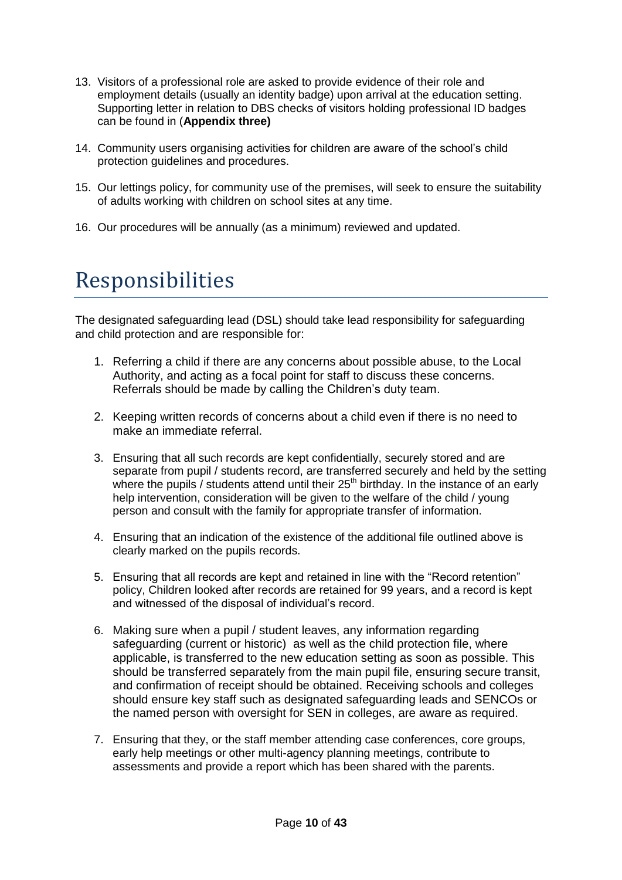13. Visitors of a professional role are asked to provide evidence of their role and employment details (usually an identity badge) upon arrival at the education setting. Supporting letter in relation to DBS checks of visitors holding professional ID badges can be found in (**Appendix three)**

14. Community users organising activities for children are aware of the school's child protection guidelines and procedures.

15. Our lettings policy, for community use of the premises, will seek to ensure the suitability of adults working with children on school sites at any time.

16. Our procedures will be annually (as a minimum) reviewed and updated.

# Responsibilities

The designated safeguarding lead (DSL) should take lead responsibility for safeguarding and child protection and are responsible for:

1. Referring a child if there are any concerns about possible abuse, to the Local Authority, and acting as a focal point for staff to discuss these concerns. Referrals should be made by calling the Children's duty team.

2. Keeping written records of concerns about a child even if there is no need to make an immediate referral.

3. Ensuring that all such records are kept confidentially, securely stored and are separate from pupil / students record, are transferred securely and held by the setting where the pupils / students attend until their 25th birthday. In the instance of an early help intervention, consideration will be given to the welfare of the child / young person and consult with the family for appropriate transfer of information.

4. Ensuring that an indication of the existence of the additional file outlined above is clearly marked on the pupils records.

5. Ensuring that all records are kept and retained in line with the "Record retention" policy, Children looked after records are retained for 99 years, and a record is kept and witnessed of the disposal of individual's record.

6. Making sure when a pupil / student leaves, any information regarding safeguarding (current or historic) as well as the child protection file, where applicable, is transferred to the new education setting as soon as possible. This should be transferred separately from the main pupil file, ensuring secure transit, and confirmation of receipt should be obtained. Receiving schools and colleges should ensure key staff such as designated safeguarding leads and SENCOs or the named person with oversight for SEN in colleges, are aware as required.

7. Ensuring that they, or the staff member attending case conferences, core groups, early help meetings or other multi-agency planning meetings, contribute to assessments and provide a report which has been shared with the parents.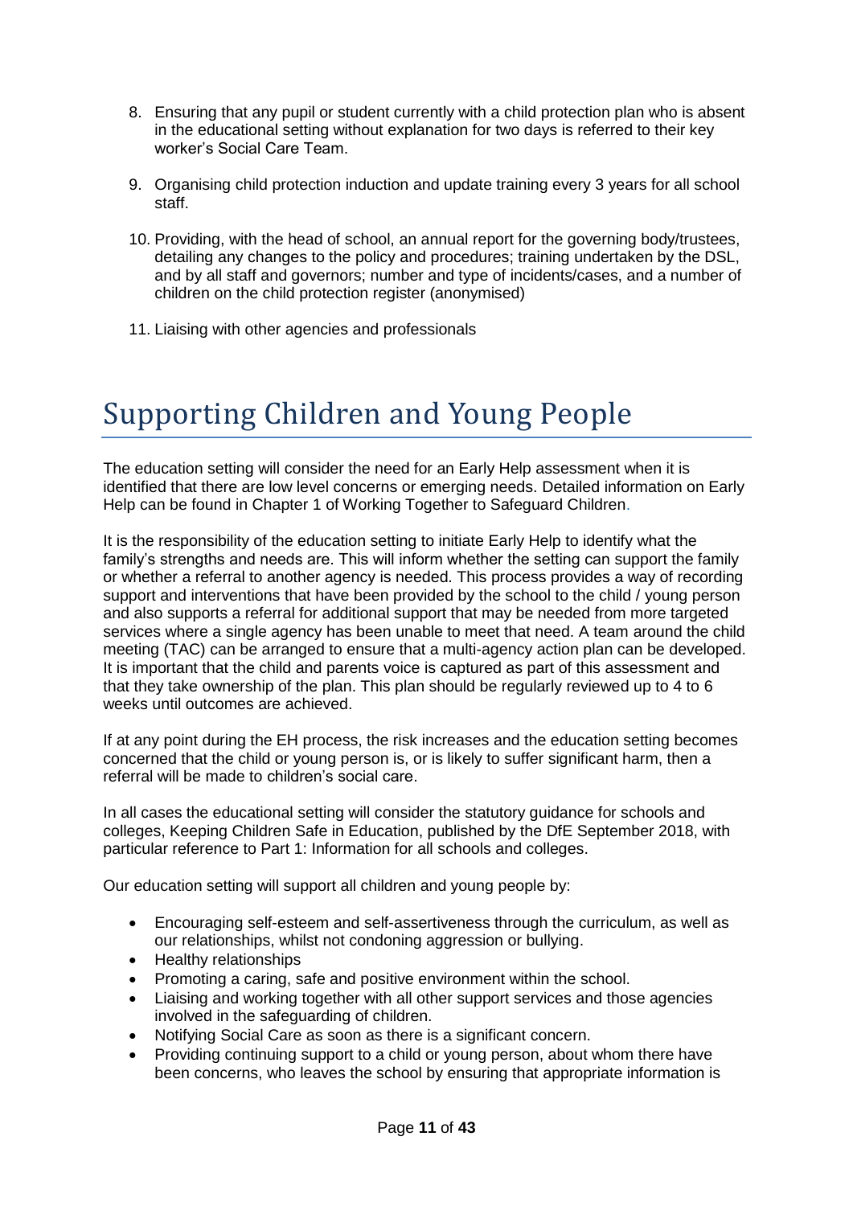8. Ensuring that any pupil or student currently with a child protection plan who is absent in the educational setting without explanation for two days is referred to their key worker's Social Care Team.

9. Organising child protection induction and update training every 3 years for all school staff.

10. Providing, with the head of school, an annual report for the governing body/trustees, detailing any changes to the policy and procedures; training undertaken by the DSL, and by all staff and governors; number and type of incidents/cases, and a number of children on the child protection register (anonymised)

11. Liaising with other agencies and professionals

# Supporting Children and Young People

The education setting will consider the need for an Early Help assessment when it is identified that there are low level concerns or emerging needs. Detailed information on Early Help can be found in Chapter 1 of Working Together to Safeguard Children.

It is the responsibility of the education setting to initiate Early Help to identify what the family's strengths and needs are. This will inform whether the setting can support the family or whether a referral to another agency is needed. This process provides a way of recording support and interventions that have been provided by the school to the child / young person and also supports a referral for additional support that may be needed from more targeted services where a single agency has been unable to meet that need. A team around the child meeting (TAC) can be arranged to ensure that a multi-agency action plan can be developed. It is important that the child and parents voice is captured as part of this assessment and that they take ownership of the plan. This plan should be regularly reviewed up to 4 to 6 weeks until outcomes are achieved.

If at any point during the EH process, the risk increases and the education setting becomes concerned that the child or young person is, or is likely to suffer significant harm, then a referral will be made to children's social care.

In all cases the educational setting will consider the statutory guidance for schools and colleges, Keeping Children Safe in Education, published by the DfE September 2018, with particular reference to Part 1: Information for all schools and colleges.

Our education setting will support all children and young people by:

- Encouraging self-esteem and self-assertiveness through the curriculum, as well as our relationships, whilst not condoning aggression or bullying.
- Healthy relationships
- Promoting a caring, safe and positive environment within the school.
- Liaising and working together with all other support services and those agencies involved in the safeguarding of children.
- Notifying Social Care as soon as there is a significant concern.
- Providing continuing support to a child or young person, about whom there have been concerns, who leaves the school by ensuring that appropriate information is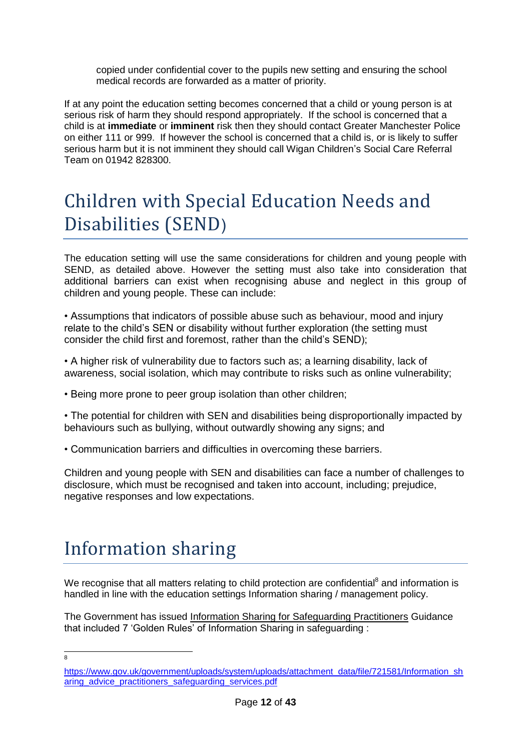copied under confidential cover to the pupils new setting and ensuring the school medical records are forwarded as a matter of priority.

If at any point the education setting becomes concerned that a child or young person is at serious risk of harm they should respond appropriately. If the school is concerned that a child is at **immediate** or **imminent** risk then they should contact Greater Manchester Police on either 111 or 999. If however the school is concerned that a child is, or is likely to suffer serious harm but it is not imminent they should call Wigan Children's Social Care Referral Team on 01942 828300.

# Children with Special Education Needs and Disabilities (SEND)

The education setting will use the same considerations for children and young people with SEND, as detailed above. However the setting must also take into consideration that additional barriers can exist when recognising abuse and neglect in this group of children and young people. These can include:

• Assumptions that indicators of possible abuse such as behaviour, mood and injury relate to the child's SEN or disability without further exploration (the setting must consider the child first and foremost, rather than the child's SEND);

• A higher risk of vulnerability due to factors such as; a learning disability, lack of awareness, social isolation, which may contribute to risks such as online vulnerability;

• Being more prone to peer group isolation than other children;

• The potential for children with SEN and disabilities being disproportionally impacted by behaviours such as bullying, without outwardly showing any signs; and

• Communication barriers and difficulties in overcoming these barriers.

Children and young people with SEN and disabilities can face a number of challenges to disclosure, which must be recognised and taken into account, including; prejudice, negative responses and low expectations.

# Information sharing

We recognise that all matters relating to child protection are confidential[8] and information is handled in line with the education settings Information sharing / management policy.

The Government has issued Information Sharing for Safeguarding Practitioners Guidance that included 7 'Golden Rules' of Information Sharing in safeguarding :

[8] https://www.gov.uk/government/uploads/system/uploads/attachment_data/file/721581/Information_sharing_advice_practitioners_safeguarding_services.pdf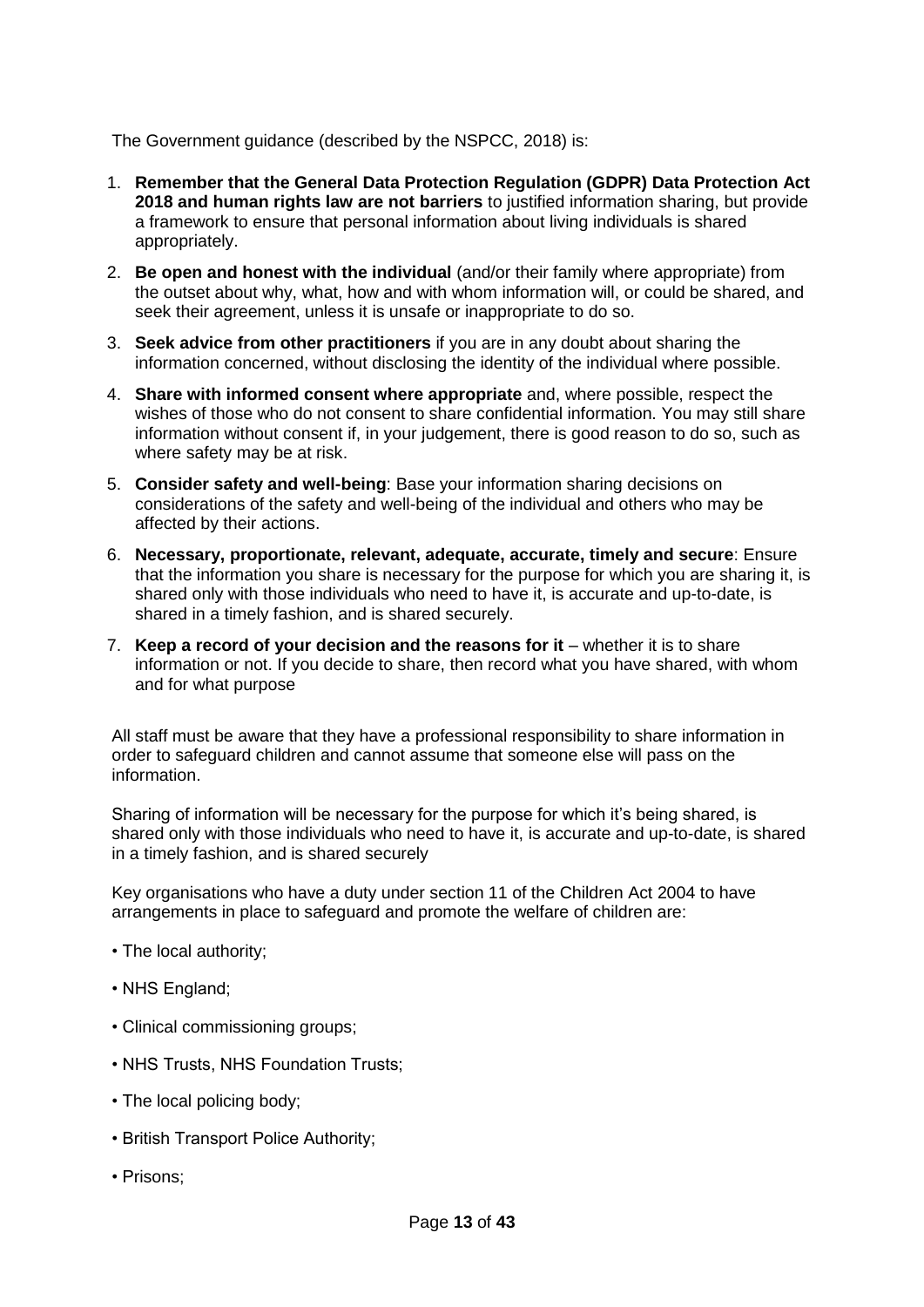The Government guidance (described by the NSPCC, 2018) is:

1. **Remember that the General Data Protection Regulation (GDPR) Data Protection Act 2018 and human rights law are not barriers** to justified information sharing, but provide a framework to ensure that personal information about living individuals is shared appropriately.
2. **Be open and honest with the individual** (and/or their family where appropriate) from the outset about why, what, how and with whom information will, or could be shared, and seek their agreement, unless it is unsafe or inappropriate to do so.
3. **Seek advice from other practitioners** if you are in any doubt about sharing the information concerned, without disclosing the identity of the individual where possible.
4. **Share with informed consent where appropriate** and, where possible, respect the wishes of those who do not consent to share confidential information. You may still share information without consent if, in your judgement, there is good reason to do so, such as where safety may be at risk.
5. **Consider safety and well-being**: Base your information sharing decisions on considerations of the safety and well-being of the individual and others who may be affected by their actions.
6. **Necessary, proportionate, relevant, adequate, accurate, timely and secure**: Ensure that the information you share is necessary for the purpose for which you are sharing it, is shared only with those individuals who need to have it, is accurate and up-to-date, is shared in a timely fashion, and is shared securely.
7. **Keep a record of your decision and the reasons for it** – whether it is to share information or not. If you decide to share, then record what you have shared, with whom and for what purpose

All staff must be aware that they have a professional responsibility to share information in order to safeguard children and cannot assume that someone else will pass on the information.

Sharing of information will be necessary for the purpose for which it's being shared, is shared only with those individuals who need to have it, is accurate and up-to-date, is shared in a timely fashion, and is shared securely

Key organisations who have a duty under section 11 of the Children Act 2004 to have arrangements in place to safeguard and promote the welfare of children are:

- The local authority;
- NHS England;
- Clinical commissioning groups;
- NHS Trusts, NHS Foundation Trusts;
- The local policing body;
- British Transport Police Authority;
- Prisons;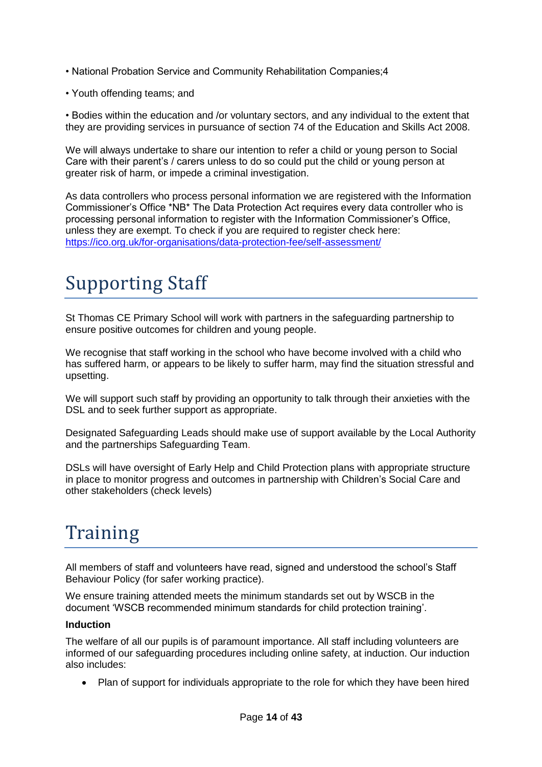• National Probation Service and Community Rehabilitation Companies;4

• Youth offending teams; and

• Bodies within the education and /or voluntary sectors, and any individual to the extent that they are providing services in pursuance of section 74 of the Education and Skills Act 2008.

We will always undertake to share our intention to refer a child or young person to Social Care with their parent's / carers unless to do so could put the child or young person at greater risk of harm, or impede a criminal investigation.

As data controllers who process personal information we are registered with the Information Commissioner's Office *NB* The Data Protection Act requires every data controller who is processing personal information to register with the Information Commissioner's Office, unless they are exempt. To check if you are required to register check here: https://ico.org.uk/for-organisations/data-protection-fee/self-assessment/

# Supporting Staff

St Thomas CE Primary School will work with partners in the safeguarding partnership to ensure positive outcomes for children and young people.

We recognise that staff working in the school who have become involved with a child who has suffered harm, or appears to be likely to suffer harm, may find the situation stressful and upsetting.

We will support such staff by providing an opportunity to talk through their anxieties with the DSL and to seek further support as appropriate.

Designated Safeguarding Leads should make use of support available by the Local Authority and the partnerships Safeguarding Team.

DSLs will have oversight of Early Help and Child Protection plans with appropriate structure in place to monitor progress and outcomes in partnership with Children's Social Care and other stakeholders (check levels)

# Training

All members of staff and volunteers have read, signed and understood the school's Staff Behaviour Policy (for safer working practice).

We ensure training attended meets the minimum standards set out by WSCB in the document 'WSCB recommended minimum standards for child protection training'.

**Induction**

The welfare of all our pupils is of paramount importance. All staff including volunteers are informed of our safeguarding procedures including online safety, at induction. Our induction also includes:

- Plan of support for individuals appropriate to the role for which they have been hired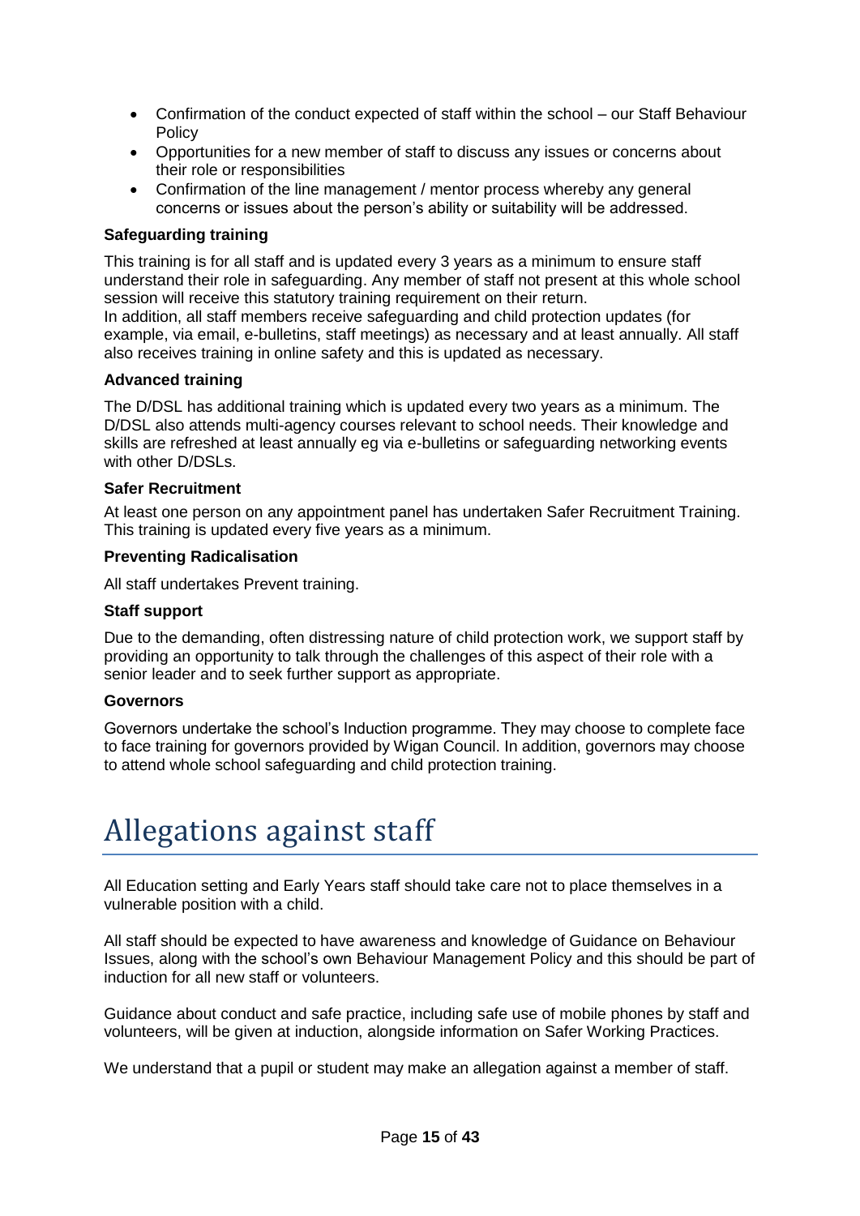- Confirmation of the conduct expected of staff within the school – our Staff Behaviour Policy
- Opportunities for a new member of staff to discuss any issues or concerns about their role or responsibilities
- Confirmation of the line management / mentor process whereby any general concerns or issues about the person's ability or suitability will be addressed.

**Safeguarding training**

This training is for all staff and is updated every 3 years as a minimum to ensure staff understand their role in safeguarding. Any member of staff not present at this whole school session will receive this statutory training requirement on their return.
In addition, all staff members receive safeguarding and child protection updates (for example, via email, e-bulletins, staff meetings) as necessary and at least annually. All staff also receives training in online safety and this is updated as necessary.

**Advanced training**

The D/DSL has additional training which is updated every two years as a minimum. The D/DSL also attends multi-agency courses relevant to school needs. Their knowledge and skills are refreshed at least annually eg via e-bulletins or safeguarding networking events with other D/DSLs.

**Safer Recruitment**

At least one person on any appointment panel has undertaken Safer Recruitment Training. This training is updated every five years as a minimum.

**Preventing Radicalisation**

All staff undertakes Prevent training.

**Staff support**

Due to the demanding, often distressing nature of child protection work, we support staff by providing an opportunity to talk through the challenges of this aspect of their role with a senior leader and to seek further support as appropriate.

**Governors**

Governors undertake the school's Induction programme. They may choose to complete face to face training for governors provided by Wigan Council. In addition, governors may choose to attend whole school safeguarding and child protection training.

# Allegations against staff

All Education setting and Early Years staff should take care not to place themselves in a vulnerable position with a child.

All staff should be expected to have awareness and knowledge of Guidance on Behaviour Issues, along with the school's own Behaviour Management Policy and this should be part of induction for all new staff or volunteers.

Guidance about conduct and safe practice, including safe use of mobile phones by staff and volunteers, will be given at induction, alongside information on Safer Working Practices.

We understand that a pupil or student may make an allegation against a member of staff.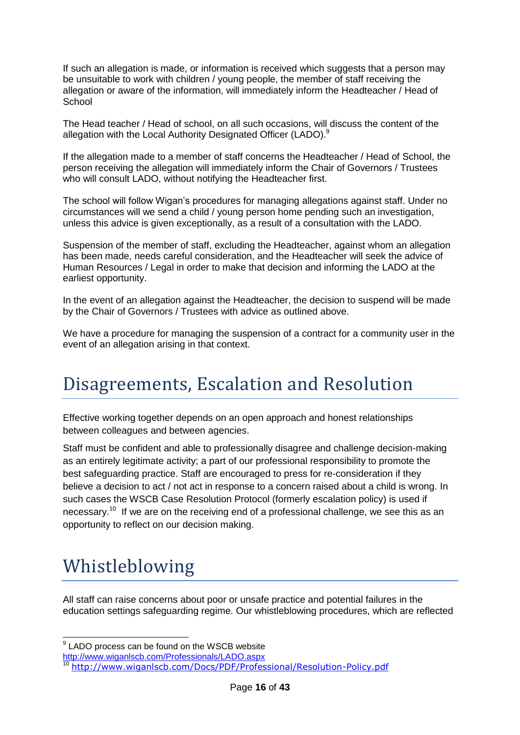If such an allegation is made, or information is received which suggests that a person may be unsuitable to work with children / young people, the member of staff receiving the allegation or aware of the information, will immediately inform the Headteacher / Head of School

The Head teacher / Head of school, on all such occasions, will discuss the content of the allegation with the Local Authority Designated Officer (LADO).[9]

If the allegation made to a member of staff concerns the Headteacher / Head of School, the person receiving the allegation will immediately inform the Chair of Governors / Trustees who will consult LADO, without notifying the Headteacher first.

The school will follow Wigan's procedures for managing allegations against staff. Under no circumstances will we send a child / young person home pending such an investigation, unless this advice is given exceptionally, as a result of a consultation with the LADO.

Suspension of the member of staff, excluding the Headteacher, against whom an allegation has been made, needs careful consideration, and the Headteacher will seek the advice of Human Resources / Legal in order to make that decision and informing the LADO at the earliest opportunity.

In the event of an allegation against the Headteacher, the decision to suspend will be made by the Chair of Governors / Trustees with advice as outlined above.

We have a procedure for managing the suspension of a contract for a community user in the event of an allegation arising in that context.

# Disagreements, Escalation and Resolution

Effective working together depends on an open approach and honest relationships between colleagues and between agencies.

Staff must be confident and able to professionally disagree and challenge decision-making as an entirely legitimate activity; a part of our professional responsibility to promote the best safeguarding practice. Staff are encouraged to press for re-consideration if they believe a decision to act / not act in response to a concern raised about a child is wrong. In such cases the WSCB Case Resolution Protocol (formerly escalation policy) is used if necessary.[10] If we are on the receiving end of a professional challenge, we see this as an opportunity to reflect on our decision making.

# Whistleblowing

All staff can raise concerns about poor or unsafe practice and potential failures in the education settings safeguarding regime. Our whistleblowing procedures, which are reflected

[9] LADO process can be found on the WSCB website http://www.wiganlscb.com/Professionals/LADO.aspx

[10] http://www.wiganlscb.com/Docs/PDF/Professional/Resolution-Policy.pdf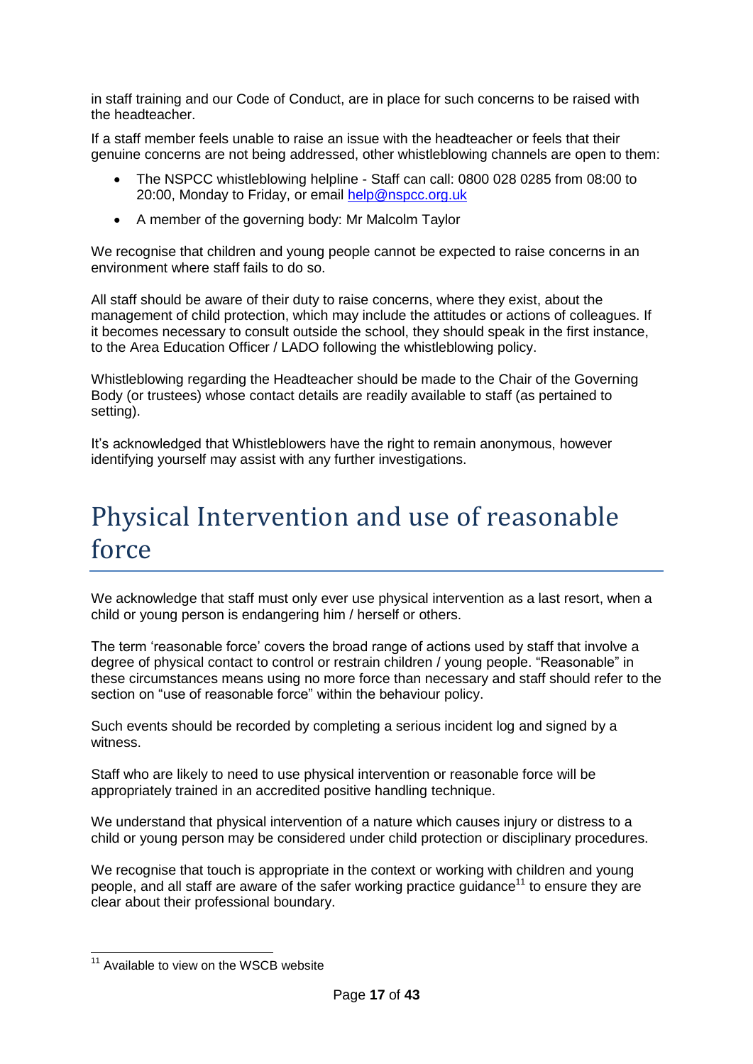in staff training and our Code of Conduct, are in place for such concerns to be raised with the headteacher.

If a staff member feels unable to raise an issue with the headteacher or feels that their genuine concerns are not being addressed, other whistleblowing channels are open to them:

- The NSPCC whistleblowing helpline - Staff can call: 0800 028 0285 from 08:00 to 20:00, Monday to Friday, or email help@nspcc.org.uk
- A member of the governing body: Mr Malcolm Taylor

We recognise that children and young people cannot be expected to raise concerns in an environment where staff fails to do so.

All staff should be aware of their duty to raise concerns, where they exist, about the management of child protection, which may include the attitudes or actions of colleagues. If it becomes necessary to consult outside the school, they should speak in the first instance, to the Area Education Officer / LADO following the whistleblowing policy.

Whistleblowing regarding the Headteacher should be made to the Chair of the Governing Body (or trustees) whose contact details are readily available to staff (as pertained to setting).

It's acknowledged that Whistleblowers have the right to remain anonymous, however identifying yourself may assist with any further investigations.

# Physical Intervention and use of reasonable force

We acknowledge that staff must only ever use physical intervention as a last resort, when a child or young person is endangering him / herself or others.

The term 'reasonable force' covers the broad range of actions used by staff that involve a degree of physical contact to control or restrain children / young people. "Reasonable" in these circumstances means using no more force than necessary and staff should refer to the section on "use of reasonable force" within the behaviour policy.

Such events should be recorded by completing a serious incident log and signed by a witness.

Staff who are likely to need to use physical intervention or reasonable force will be appropriately trained in an accredited positive handling technique.

We understand that physical intervention of a nature which causes injury or distress to a child or young person may be considered under child protection or disciplinary procedures.

We recognise that touch is appropriate in the context or working with children and young people, and all staff are aware of the safer working practice guidance[11] to ensure they are clear about their professional boundary.

[11] Available to view on the WSCB website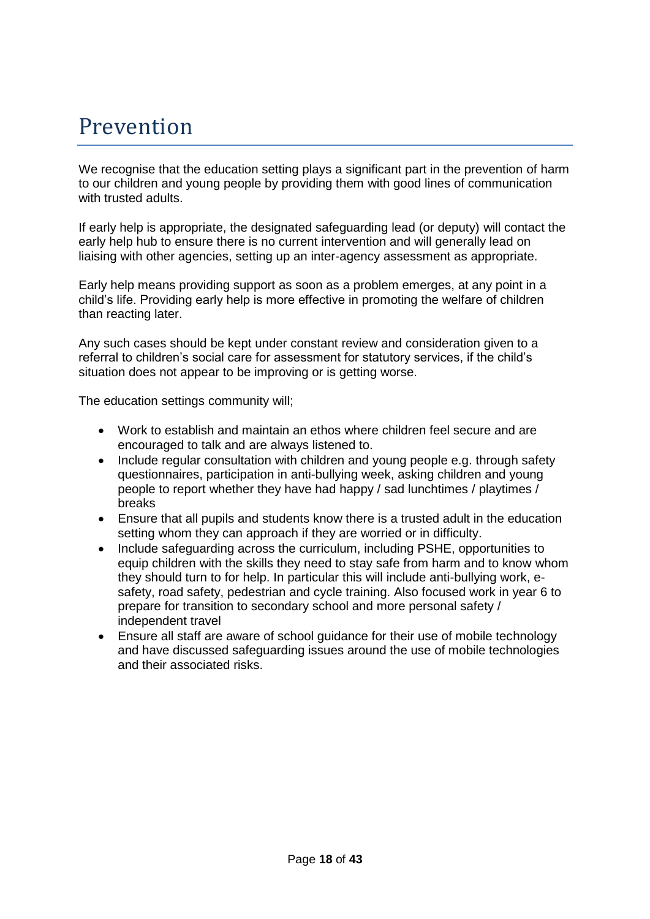# Prevention

We recognise that the education setting plays a significant part in the prevention of harm to our children and young people by providing them with good lines of communication with trusted adults.

If early help is appropriate, the designated safeguarding lead (or deputy) will contact the early help hub to ensure there is no current intervention and will generally lead on liaising with other agencies, setting up an inter-agency assessment as appropriate.

Early help means providing support as soon as a problem emerges, at any point in a child's life. Providing early help is more effective in promoting the welfare of children than reacting later.

Any such cases should be kept under constant review and consideration given to a referral to children's social care for assessment for statutory services, if the child's situation does not appear to be improving or is getting worse.

The education settings community will;

- Work to establish and maintain an ethos where children feel secure and are encouraged to talk and are always listened to.
- Include regular consultation with children and young people e.g. through safety questionnaires, participation in anti-bullying week, asking children and young people to report whether they have had happy / sad lunchtimes / playtimes / breaks
- Ensure that all pupils and students know there is a trusted adult in the education setting whom they can approach if they are worried or in difficulty.
- Include safeguarding across the curriculum, including PSHE, opportunities to equip children with the skills they need to stay safe from harm and to know whom they should turn to for help. In particular this will include anti-bullying work, e-safety, road safety, pedestrian and cycle training. Also focused work in year 6 to prepare for transition to secondary school and more personal safety / independent travel
- Ensure all staff are aware of school guidance for their use of mobile technology and have discussed safeguarding issues around the use of mobile technologies and their associated risks.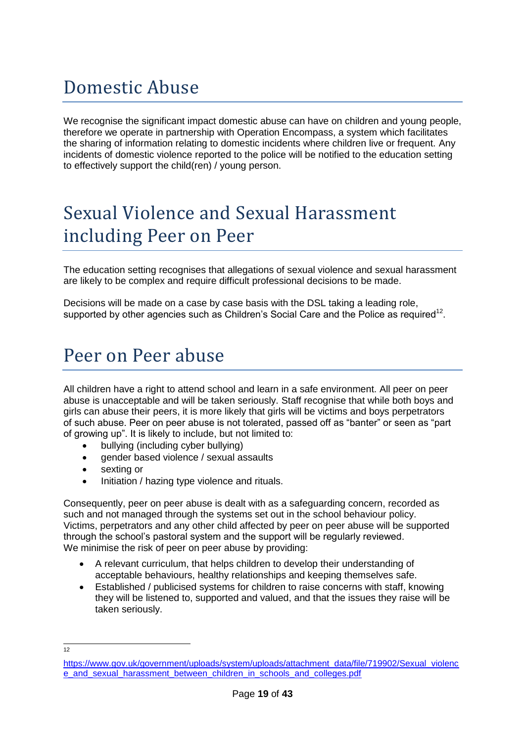# Domestic Abuse

We recognise the significant impact domestic abuse can have on children and young people, therefore we operate in partnership with Operation Encompass, a system which facilitates the sharing of information relating to domestic incidents where children live or frequent. Any incidents of domestic violence reported to the police will be notified to the education setting to effectively support the child(ren) / young person.

# Sexual Violence and Sexual Harassment including Peer on Peer

The education setting recognises that allegations of sexual violence and sexual harassment are likely to be complex and require difficult professional decisions to be made.

Decisions will be made on a case by case basis with the DSL taking a leading role, supported by other agencies such as Children's Social Care and the Police as required[12].

# Peer on Peer abuse

All children have a right to attend school and learn in a safe environment. All peer on peer abuse is unacceptable and will be taken seriously. Staff recognise that while both boys and girls can abuse their peers, it is more likely that girls will be victims and boys perpetrators of such abuse. Peer on peer abuse is not tolerated, passed off as "banter" or seen as "part of growing up". It is likely to include, but not limited to:

- bullying (including cyber bullying)
- gender based violence / sexual assaults
- sexting or
- Initiation / hazing type violence and rituals.

Consequently, peer on peer abuse is dealt with as a safeguarding concern, recorded as such and not managed through the systems set out in the school behaviour policy. Victims, perpetrators and any other child affected by peer on peer abuse will be supported through the school's pastoral system and the support will be regularly reviewed.
We minimise the risk of peer on peer abuse by providing:

- A relevant curriculum, that helps children to develop their understanding of acceptable behaviours, healthy relationships and keeping themselves safe.
- Established / publicised systems for children to raise concerns with staff, knowing they will be listened to, supported and valued, and that the issues they raise will be taken seriously.

---

[12] https://www.gov.uk/government/uploads/system/uploads/attachment_data/file/719902/Sexual_violence_and_sexual_harassment_between_children_in_schools_and_colleges.pdf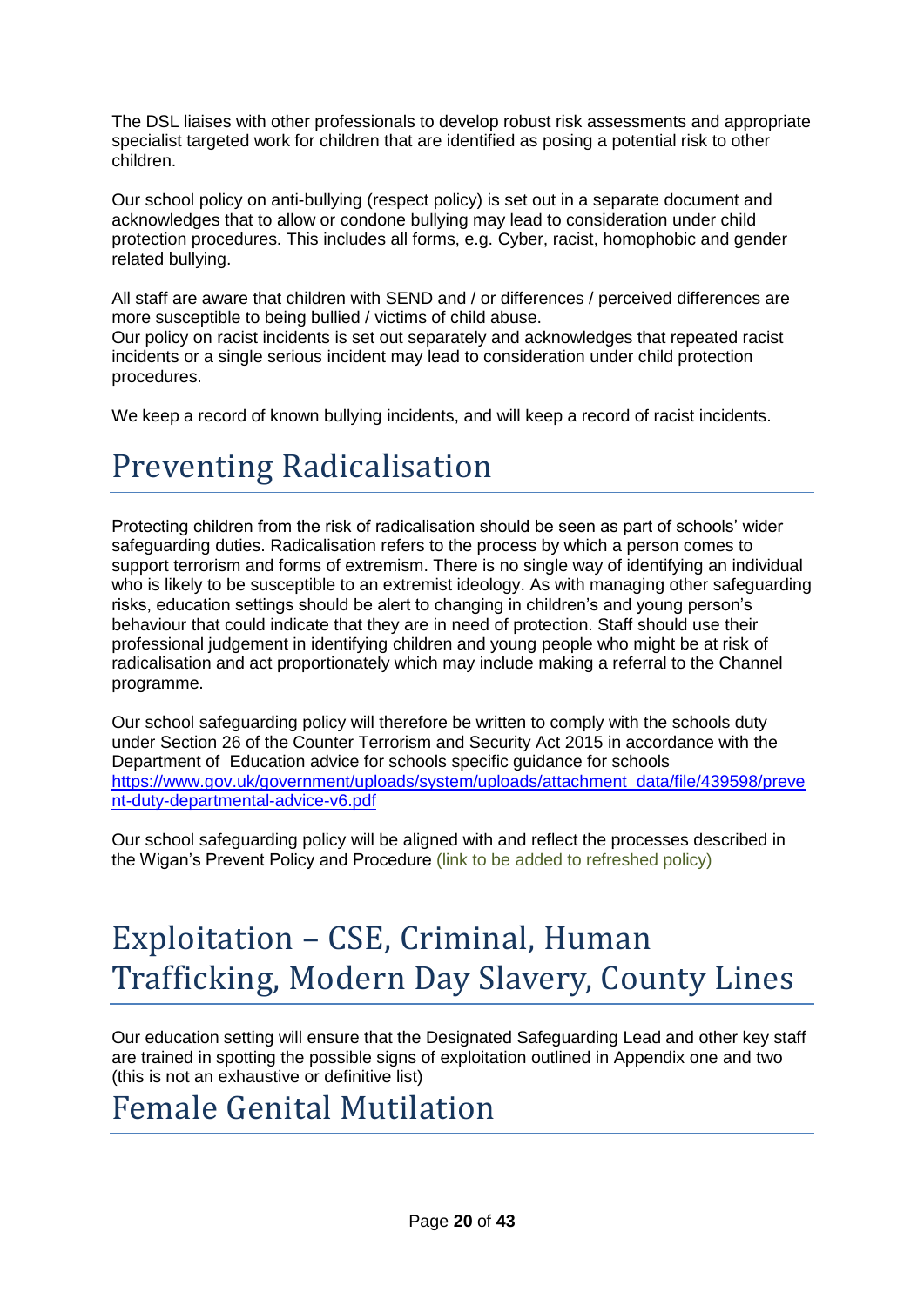The DSL liaises with other professionals to develop robust risk assessments and appropriate specialist targeted work for children that are identified as posing a potential risk to other children.

Our school policy on anti-bullying (respect policy) is set out in a separate document and acknowledges that to allow or condone bullying may lead to consideration under child protection procedures. This includes all forms, e.g. Cyber, racist, homophobic and gender related bullying.

All staff are aware that children with SEND and / or differences / perceived differences are more susceptible to being bullied / victims of child abuse.
Our policy on racist incidents is set out separately and acknowledges that repeated racist incidents or a single serious incident may lead to consideration under child protection procedures.

We keep a record of known bullying incidents, and will keep a record of racist incidents.

# Preventing Radicalisation

Protecting children from the risk of radicalisation should be seen as part of schools' wider safeguarding duties. Radicalisation refers to the process by which a person comes to support terrorism and forms of extremism. There is no single way of identifying an individual who is likely to be susceptible to an extremist ideology. As with managing other safeguarding risks, education settings should be alert to changing in children's and young person's behaviour that could indicate that they are in need of protection. Staff should use their professional judgement in identifying children and young people who might be at risk of radicalisation and act proportionately which may include making a referral to the Channel programme.

Our school safeguarding policy will therefore be written to comply with the schools duty under Section 26 of the Counter Terrorism and Security Act 2015 in accordance with the Department of Education advice for schools specific guidance for schools [https://www.gov.uk/government/uploads/system/uploads/attachment_data/file/439598/prevent-duty-departmental-advice-v6.pdf](https://www.gov.uk/government/uploads/system/uploads/attachment_data/file/439598/prevent-duty-departmental-advice-v6.pdf)

Our school safeguarding policy will be aligned with and reflect the processes described in the Wigan's Prevent Policy and Procedure (link to be added to refreshed policy)

# Exploitation – CSE, Criminal, Human Trafficking, Modern Day Slavery, County Lines

Our education setting will ensure that the Designated Safeguarding Lead and other key staff are trained in spotting the possible signs of exploitation outlined in Appendix one and two (this is not an exhaustive or definitive list)

# Female Genital Mutilation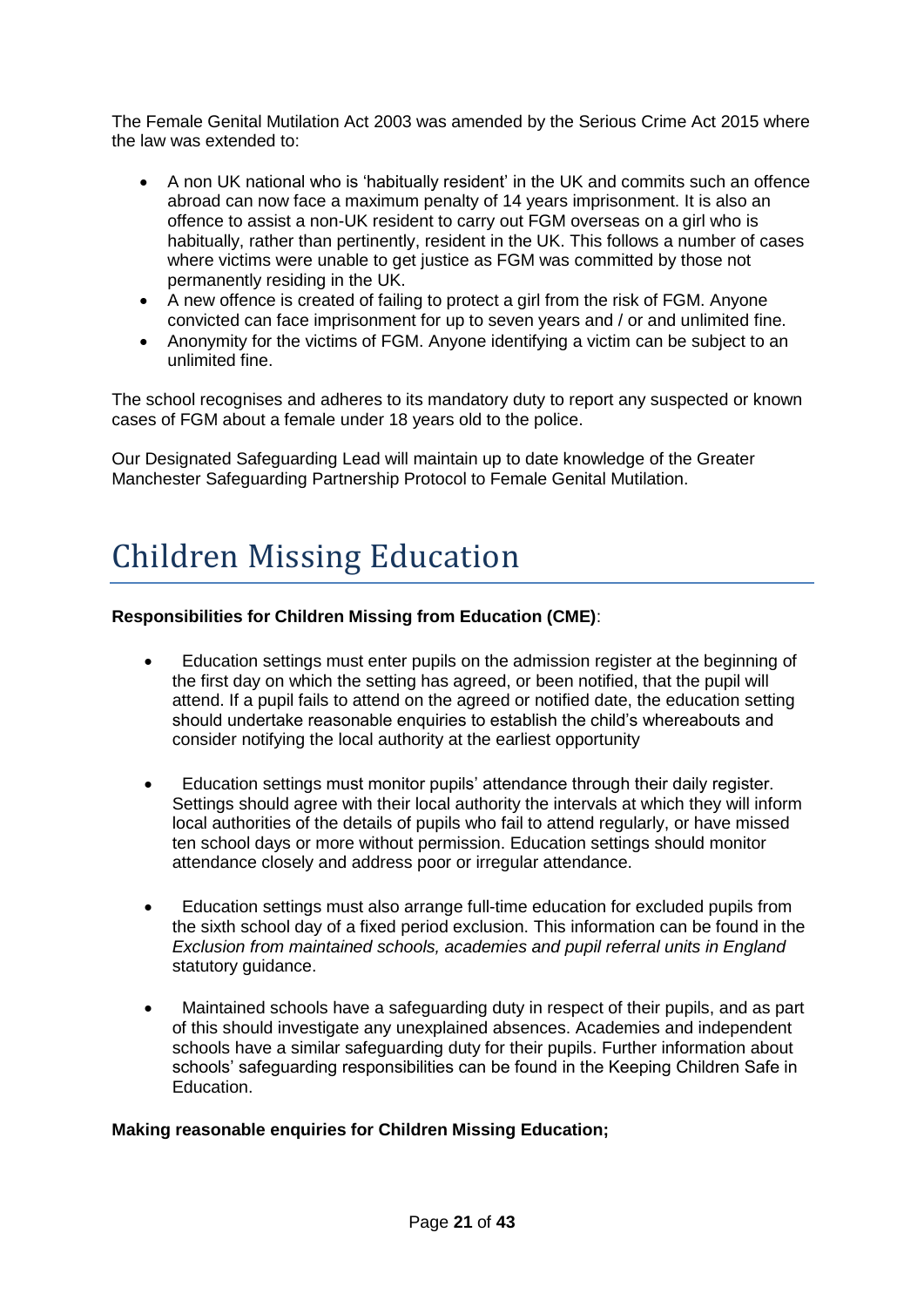The Female Genital Mutilation Act 2003 was amended by the Serious Crime Act 2015 where the law was extended to:

- A non UK national who is 'habitually resident' in the UK and commits such an offence abroad can now face a maximum penalty of 14 years imprisonment. It is also an offence to assist a non-UK resident to carry out FGM overseas on a girl who is habitually, rather than pertinently, resident in the UK. This follows a number of cases where victims were unable to get justice as FGM was committed by those not permanently residing in the UK.
- A new offence is created of failing to protect a girl from the risk of FGM. Anyone convicted can face imprisonment for up to seven years and / or and unlimited fine.
- Anonymity for the victims of FGM. Anyone identifying a victim can be subject to an unlimited fine.

The school recognises and adheres to its mandatory duty to report any suspected or known cases of FGM about a female under 18 years old to the police.

Our Designated Safeguarding Lead will maintain up to date knowledge of the Greater Manchester Safeguarding Partnership Protocol to Female Genital Mutilation.

# Children Missing Education

**Responsibilities for Children Missing from Education (CME)**:

- Education settings must enter pupils on the admission register at the beginning of the first day on which the setting has agreed, or been notified, that the pupil will attend. If a pupil fails to attend on the agreed or notified date, the education setting should undertake reasonable enquiries to establish the child's whereabouts and consider notifying the local authority at the earliest opportunity

- Education settings must monitor pupils' attendance through their daily register. Settings should agree with their local authority the intervals at which they will inform local authorities of the details of pupils who fail to attend regularly, or have missed ten school days or more without permission. Education settings should monitor attendance closely and address poor or irregular attendance.

- Education settings must also arrange full-time education for excluded pupils from the sixth school day of a fixed period exclusion. This information can be found in the *Exclusion from maintained schools, academies and pupil referral units in England* statutory guidance.

- Maintained schools have a safeguarding duty in respect of their pupils, and as part of this should investigate any unexplained absences. Academies and independent schools have a similar safeguarding duty for their pupils. Further information about schools' safeguarding responsibilities can be found in the Keeping Children Safe in Education.

**Making reasonable enquiries for Children Missing Education;**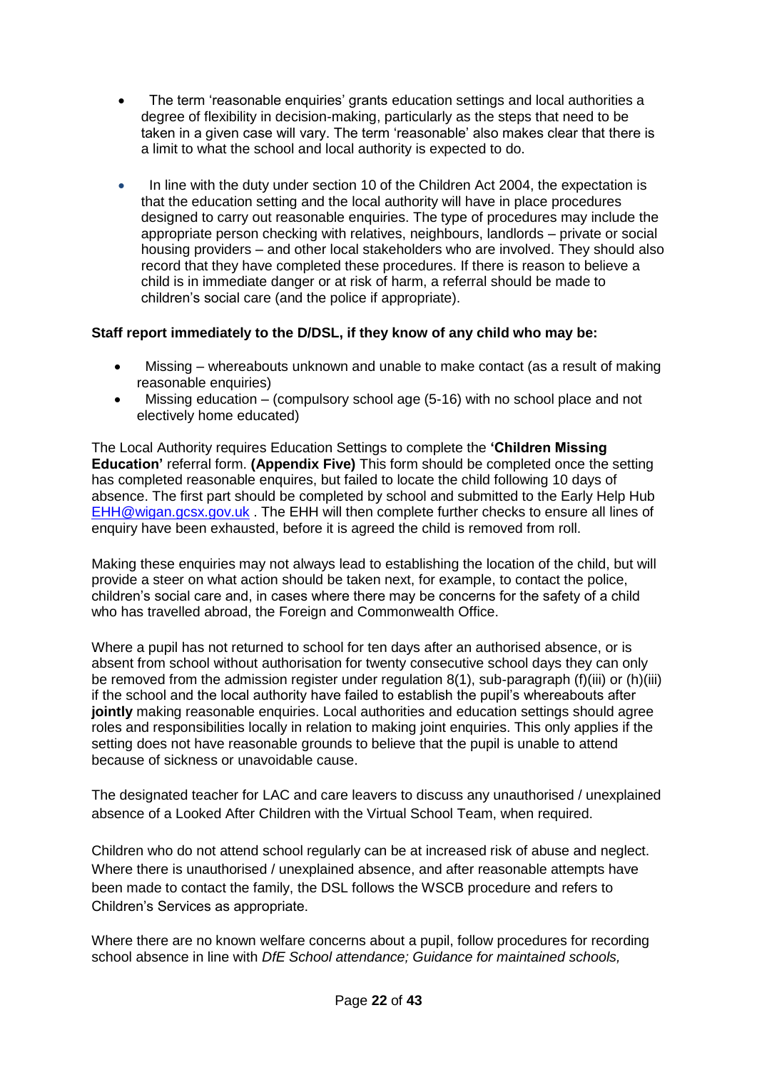- The term 'reasonable enquiries' grants education settings and local authorities a degree of flexibility in decision-making, particularly as the steps that need to be taken in a given case will vary. The term 'reasonable' also makes clear that there is a limit to what the school and local authority is expected to do.
- In line with the duty under section 10 of the Children Act 2004, the expectation is that the education setting and the local authority will have in place procedures designed to carry out reasonable enquiries. The type of procedures may include the appropriate person checking with relatives, neighbours, landlords – private or social housing providers – and other local stakeholders who are involved. They should also record that they have completed these procedures. If there is reason to believe a child is in immediate danger or at risk of harm, a referral should be made to children's social care (and the police if appropriate).

**Staff report immediately to the D/DSL, if they know of any child who may be:**

- Missing – whereabouts unknown and unable to make contact (as a result of making reasonable enquiries)
- Missing education – (compulsory school age (5-16) with no school place and not electively home educated)

The Local Authority requires Education Settings to complete the **'Children Missing Education'** referral form. **(Appendix Five)** This form should be completed once the setting has completed reasonable enquires, but failed to locate the child following 10 days of absence. The first part should be completed by school and submitted to the Early Help Hub EHH@wigan.gcsx.gov.uk . The EHH will then complete further checks to ensure all lines of enquiry have been exhausted, before it is agreed the child is removed from roll.

Making these enquiries may not always lead to establishing the location of the child, but will provide a steer on what action should be taken next, for example, to contact the police, children's social care and, in cases where there may be concerns for the safety of a child who has travelled abroad, the Foreign and Commonwealth Office.

Where a pupil has not returned to school for ten days after an authorised absence, or is absent from school without authorisation for twenty consecutive school days they can only be removed from the admission register under regulation 8(1), sub-paragraph (f)(iii) or (h)(iii) if the school and the local authority have failed to establish the pupil's whereabouts after **jointly** making reasonable enquiries. Local authorities and education settings should agree roles and responsibilities locally in relation to making joint enquiries. This only applies if the setting does not have reasonable grounds to believe that the pupil is unable to attend because of sickness or unavoidable cause.

The designated teacher for LAC and care leavers to discuss any unauthorised / unexplained absence of a Looked After Children with the Virtual School Team, when required.

Children who do not attend school regularly can be at increased risk of abuse and neglect. Where there is unauthorised / unexplained absence, and after reasonable attempts have been made to contact the family, the DSL follows the WSCB procedure and refers to Children's Services as appropriate.

Where there are no known welfare concerns about a pupil, follow procedures for recording school absence in line with *DfE School attendance; Guidance for maintained schools,*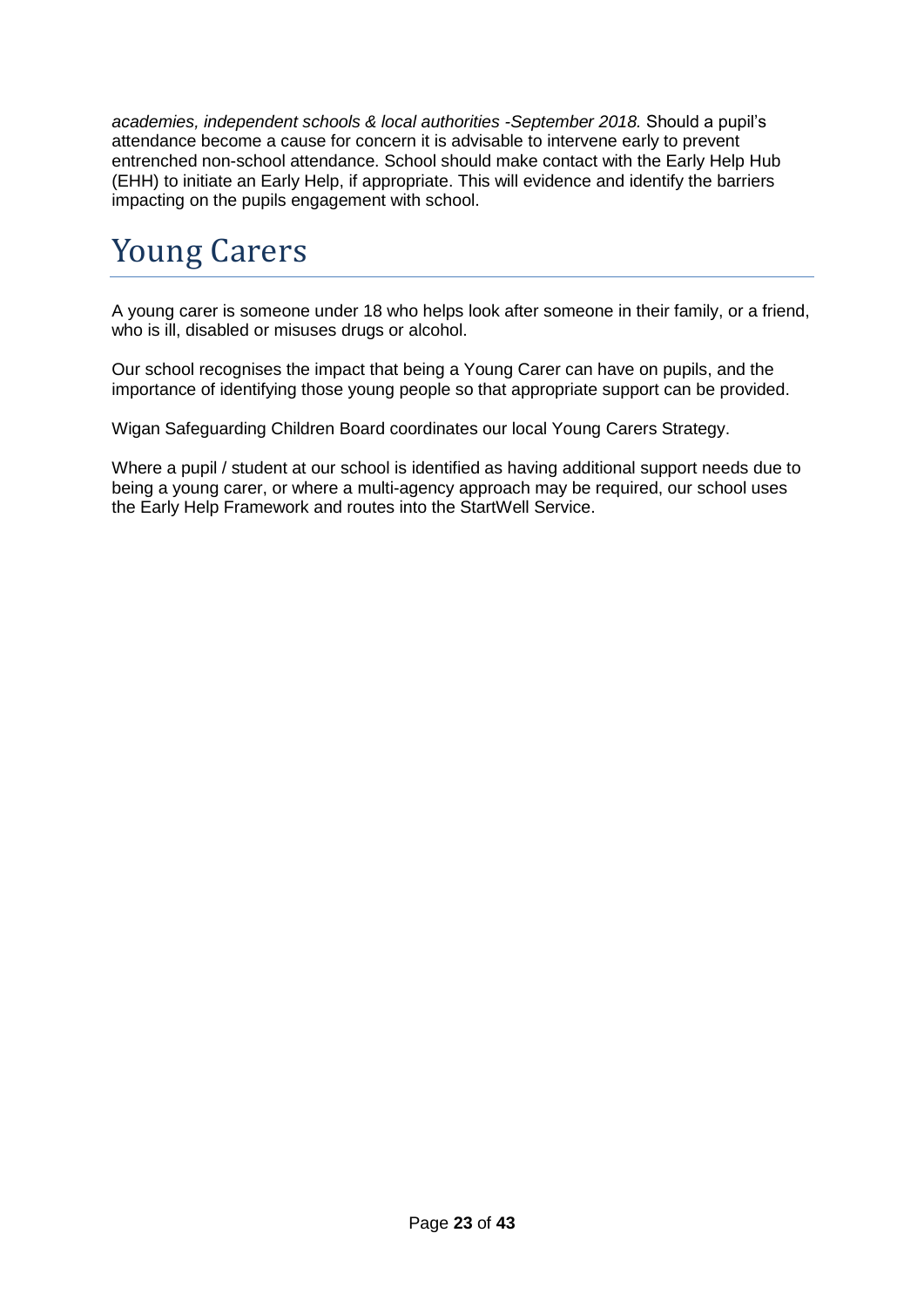*academies, independent schools & local authorities -September 2018.* Should a pupil's attendance become a cause for concern it is advisable to intervene early to prevent entrenched non-school attendance. School should make contact with the Early Help Hub (EHH) to initiate an Early Help, if appropriate. This will evidence and identify the barriers impacting on the pupils engagement with school.

# Young Carers

A young carer is someone under 18 who helps look after someone in their family, or a friend, who is ill, disabled or misuses drugs or alcohol.

Our school recognises the impact that being a Young Carer can have on pupils, and the importance of identifying those young people so that appropriate support can be provided.

Wigan Safeguarding Children Board coordinates our local Young Carers Strategy.

Where a pupil / student at our school is identified as having additional support needs due to being a young carer, or where a multi-agency approach may be required, our school uses the Early Help Framework and routes into the StartWell Service.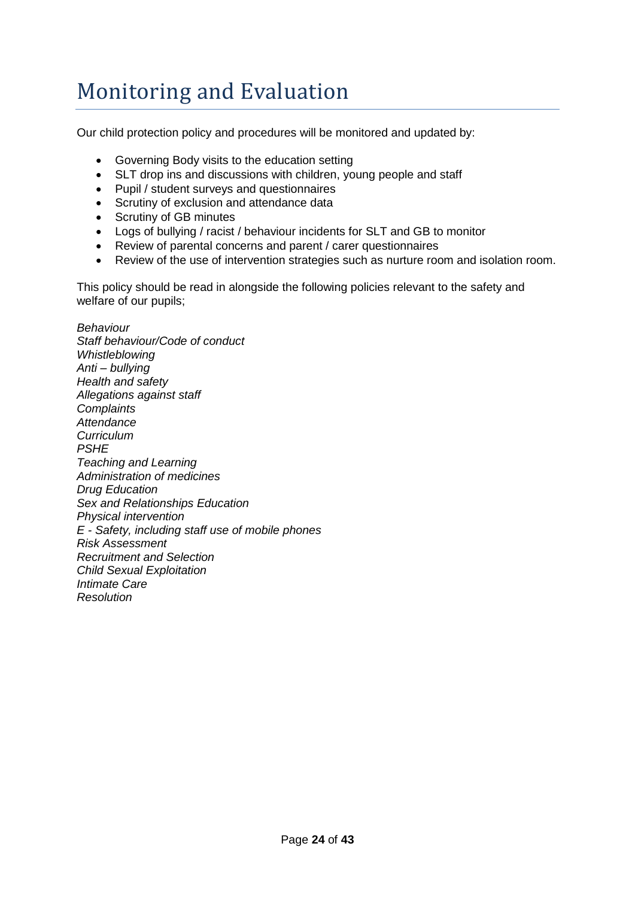# Monitoring and Evaluation

Our child protection policy and procedures will be monitored and updated by:

- Governing Body visits to the education setting
- SLT drop ins and discussions with children, young people and staff
- Pupil / student surveys and questionnaires
- Scrutiny of exclusion and attendance data
- Scrutiny of GB minutes
- Logs of bullying / racist / behaviour incidents for SLT and GB to monitor
- Review of parental concerns and parent / carer questionnaires
- Review of the use of intervention strategies such as nurture room and isolation room.

This policy should be read in alongside the following policies relevant to the safety and welfare of our pupils;

*Behaviour*
*Staff behaviour/Code of conduct*
*Whistleblowing*
*Anti – bullying*
*Health and safety*
*Allegations against staff*
*Complaints*
*Attendance*
*Curriculum*
*PSHE*
*Teaching and Learning*
*Administration of medicines*
*Drug Education*
*Sex and Relationships Education*
*Physical intervention*
*E - Safety, including staff use of mobile phones*
*Risk Assessment*
*Recruitment and Selection*
*Child Sexual Exploitation*
*Intimate Care*
*Resolution*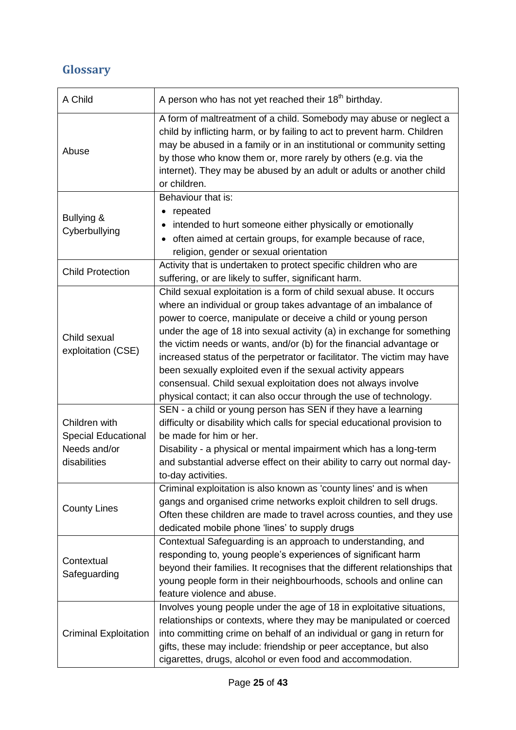## Glossary

| | |
|---|---|
| A Child | A person who has not yet reached their 18th birthday. |
| Abuse | A form of maltreatment of a child. Somebody may abuse or neglect a child by inflicting harm, or by failing to act to prevent harm. Children may be abused in a family or in an institutional or community setting by those who know them or, more rarely by others (e.g. via the internet). They may be abused by an adult or adults or another child or children. |
| Bullying & Cyberbullying | Behaviour that is:<br>• repeated<br>• intended to hurt someone either physically or emotionally<br>• often aimed at certain groups, for example because of race, religion, gender or sexual orientation |
| Child Protection | Activity that is undertaken to protect specific children who are suffering, or are likely to suffer, significant harm. |
| Child sexual exploitation (CSE) | Child sexual exploitation is a form of child sexual abuse. It occurs where an individual or group takes advantage of an imbalance of power to coerce, manipulate or deceive a child or young person under the age of 18 into sexual activity (a) in exchange for something the victim needs or wants, and/or (b) for the financial advantage or increased status of the perpetrator or facilitator. The victim may have been sexually exploited even if the sexual activity appears consensual. Child sexual exploitation does not always involve physical contact; it can also occur through the use of technology. |
| Children with Special Educational Needs and/or disabilities | SEN - a child or young person has SEN if they have a learning difficulty or disability which calls for special educational provision to be made for him or her.<br>Disability - a physical or mental impairment which has a long-term and substantial adverse effect on their ability to carry out normal day-to-day activities. |
| County Lines | Criminal exploitation is also known as 'county lines' and is when gangs and organised crime networks exploit children to sell drugs. Often these children are made to travel across counties, and they use dedicated mobile phone 'lines' to supply drugs |
| Contextual Safeguarding | Contextual Safeguarding is an approach to understanding, and responding to, young people's experiences of significant harm beyond their families. It recognises that the different relationships that young people form in their neighbourhoods, schools and online can feature violence and abuse. |
| Criminal Exploitation | Involves young people under the age of 18 in exploitative situations, relationships or contexts, where they may be manipulated or coerced into committing crime on behalf of an individual or gang in return for gifts, these may include: friendship or peer acceptance, but also cigarettes, drugs, alcohol or even food and accommodation. |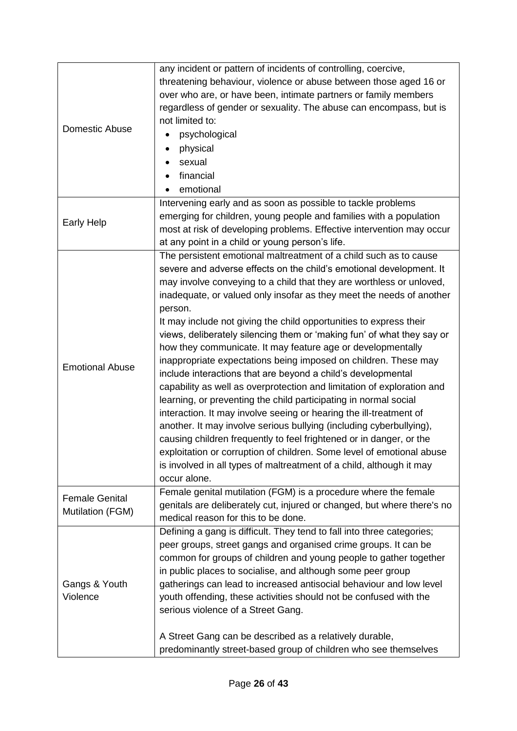| | |
|---|---|
| Domestic Abuse | any incident or pattern of incidents of controlling, coercive, threatening behaviour, violence or abuse between those aged 16 or over who are, or have been, intimate partners or family members regardless of gender or sexuality. The abuse can encompass, but is not limited to:<br>• psychological<br>• physical<br>• sexual<br>• financial<br>• emotional |
| Early Help | Intervening early and as soon as possible to tackle problems emerging for children, young people and families with a population most at risk of developing problems. Effective intervention may occur at any point in a child or young person's life. |
| Emotional Abuse | The persistent emotional maltreatment of a child such as to cause severe and adverse effects on the child's emotional development. It may involve conveying to a child that they are worthless or unloved, inadequate, or valued only insofar as they meet the needs of another person.<br>It may include not giving the child opportunities to express their views, deliberately silencing them or 'making fun' of what they say or how they communicate. It may feature age or developmentally inappropriate expectations being imposed on children. These may include interactions that are beyond a child's developmental capability as well as overprotection and limitation of exploration and learning, or preventing the child participating in normal social interaction. It may involve seeing or hearing the ill-treatment of another. It may involve serious bullying (including cyberbullying), causing children frequently to feel frightened or in danger, or the exploitation or corruption of children. Some level of emotional abuse is involved in all types of maltreatment of a child, although it may occur alone. |
| Female Genital Mutilation (FGM) | Female genital mutilation (FGM) is a procedure where the female genitals are deliberately cut, injured or changed, but where there's no medical reason for this to be done. |
| Gangs & Youth Violence | Defining a gang is difficult. They tend to fall into three categories; peer groups, street gangs and organised crime groups. It can be common for groups of children and young people to gather together in public places to socialise, and although some peer group gatherings can lead to increased antisocial behaviour and low level youth offending, these activities should not be confused with the serious violence of a Street Gang.<br><br>A Street Gang can be described as a relatively durable, predominantly street-based group of children who see themselves |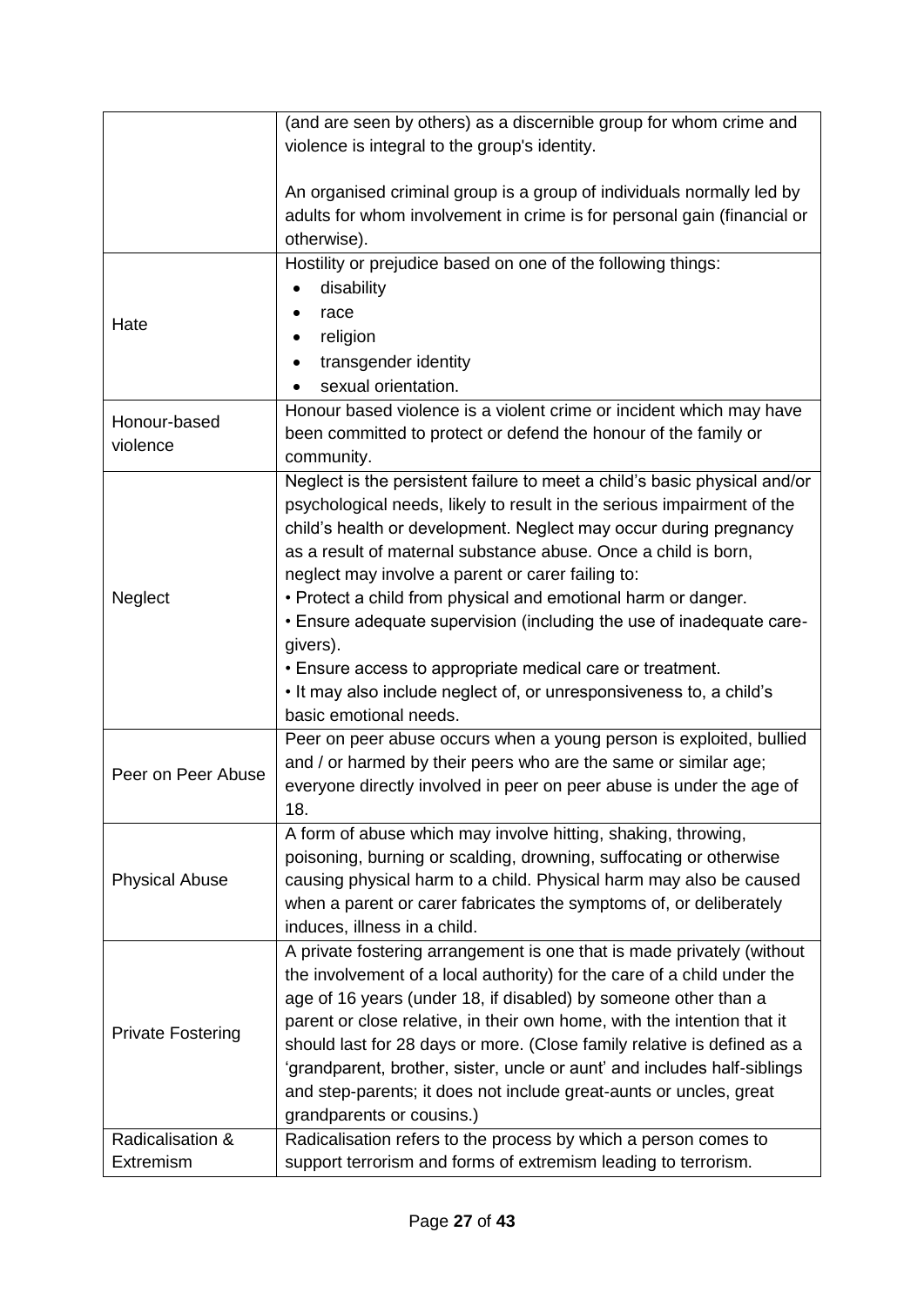| | |
|---|---|
| | (and are seen by others) as a discernible group for whom crime and violence is integral to the group's identity.<br><br>An organised criminal group is a group of individuals normally led by adults for whom involvement in crime is for personal gain (financial or otherwise). |
| Hate | Hostility or prejudice based on one of the following things:<br>• disability<br>• race<br>• religion<br>• transgender identity<br>• sexual orientation. |
| Honour-based violence | Honour based violence is a violent crime or incident which may have been committed to protect or defend the honour of the family or community. |
| Neglect | Neglect is the persistent failure to meet a child's basic physical and/or psychological needs, likely to result in the serious impairment of the child's health or development. Neglect may occur during pregnancy as a result of maternal substance abuse. Once a child is born, neglect may involve a parent or carer failing to:<br>• Protect a child from physical and emotional harm or danger.<br>• Ensure adequate supervision (including the use of inadequate care-givers).<br>• Ensure access to appropriate medical care or treatment.<br>• It may also include neglect of, or unresponsiveness to, a child's basic emotional needs. |
| Peer on Peer Abuse | Peer on peer abuse occurs when a young person is exploited, bullied and / or harmed by their peers who are the same or similar age; everyone directly involved in peer on peer abuse is under the age of 18. |
| Physical Abuse | A form of abuse which may involve hitting, shaking, throwing, poisoning, burning or scalding, drowning, suffocating or otherwise causing physical harm to a child. Physical harm may also be caused when a parent or carer fabricates the symptoms of, or deliberately induces, illness in a child. |
| Private Fostering | A private fostering arrangement is one that is made privately (without the involvement of a local authority) for the care of a child under the age of 16 years (under 18, if disabled) by someone other than a parent or close relative, in their own home, with the intention that it should last for 28 days or more. (Close family relative is defined as a 'grandparent, brother, sister, uncle or aunt' and includes half-siblings and step-parents; it does not include great-aunts or uncles, great grandparents or cousins.) |
| Radicalisation & Extremism | Radicalisation refers to the process by which a person comes to support terrorism and forms of extremism leading to terrorism. |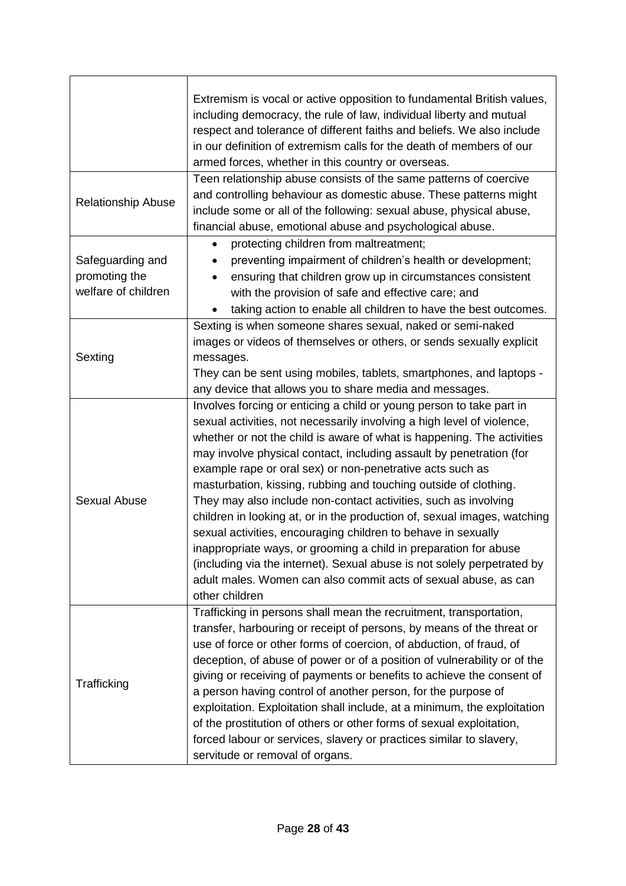| | |
|---|---|
| | Extremism is vocal or active opposition to fundamental British values, including democracy, the rule of law, individual liberty and mutual respect and tolerance of different faiths and beliefs. We also include in our definition of extremism calls for the death of members of our armed forces, whether in this country or overseas. |
| Relationship Abuse | Teen relationship abuse consists of the same patterns of coercive and controlling behaviour as domestic abuse. These patterns might include some or all of the following: sexual abuse, physical abuse, financial abuse, emotional abuse and psychological abuse. |
| Safeguarding and promoting the welfare of children | • protecting children from maltreatment;<br>• preventing impairment of children's health or development;<br>• ensuring that children grow up in circumstances consistent with the provision of safe and effective care; and<br>• taking action to enable all children to have the best outcomes. |
| Sexting | Sexting is when someone shares sexual, naked or semi-naked images or videos of themselves or others, or sends sexually explicit messages.<br>They can be sent using mobiles, tablets, smartphones, and laptops - any device that allows you to share media and messages. |
| Sexual Abuse | Involves forcing or enticing a child or young person to take part in sexual activities, not necessarily involving a high level of violence, whether or not the child is aware of what is happening. The activities may involve physical contact, including assault by penetration (for example rape or oral sex) or non-penetrative acts such as masturbation, kissing, rubbing and touching outside of clothing. They may also include non-contact activities, such as involving children in looking at, or in the production of, sexual images, watching sexual activities, encouraging children to behave in sexually inappropriate ways, or grooming a child in preparation for abuse (including via the internet). Sexual abuse is not solely perpetrated by adult males. Women can also commit acts of sexual abuse, as can other children |
| Trafficking | Trafficking in persons shall mean the recruitment, transportation, transfer, harbouring or receipt of persons, by means of the threat or use of force or other forms of coercion, of abduction, of fraud, of deception, of abuse of power or of a position of vulnerability or of the giving or receiving of payments or benefits to achieve the consent of a person having control of another person, for the purpose of exploitation. Exploitation shall include, at a minimum, the exploitation of the prostitution of others or other forms of sexual exploitation, forced labour or services, slavery or practices similar to slavery, servitude or removal of organs. |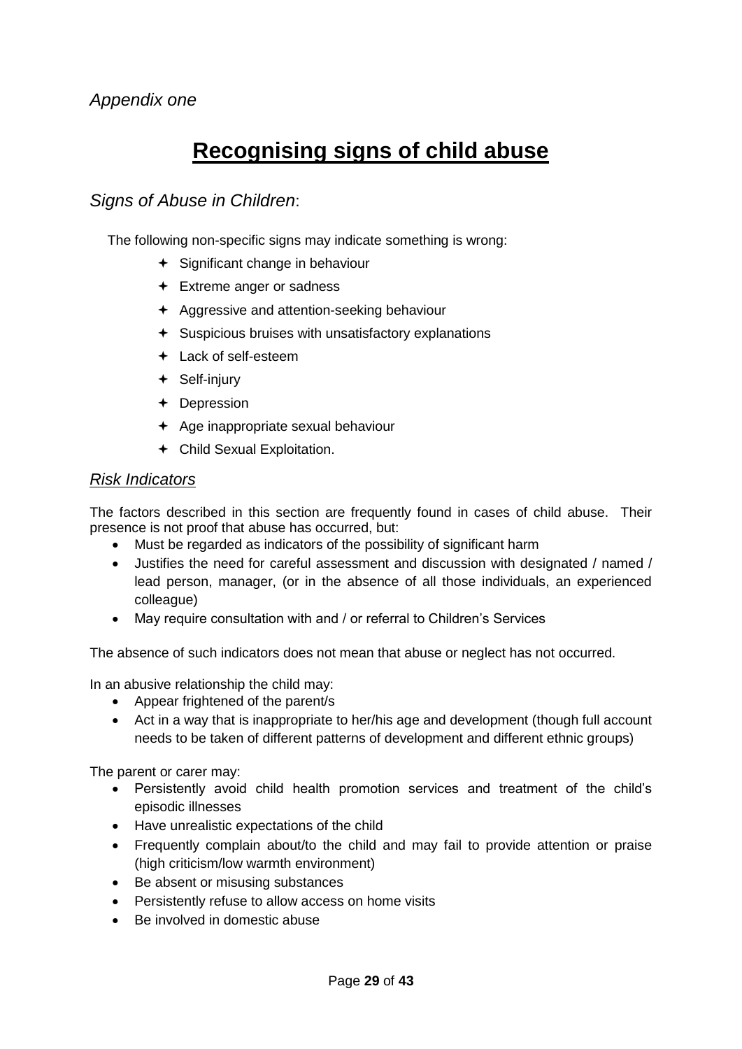*Appendix one*

# Recognising signs of child abuse

## *Signs of Abuse in Children*:

The following non-specific signs may indicate something is wrong:

- Significant change in behaviour
- Extreme anger or sadness
- Aggressive and attention-seeking behaviour
- Suspicious bruises with unsatisfactory explanations
- Lack of self-esteem
- Self-injury
- Depression
- Age inappropriate sexual behaviour
- Child Sexual Exploitation.

### *Risk Indicators*

The factors described in this section are frequently found in cases of child abuse. Their presence is not proof that abuse has occurred, but:

- Must be regarded as indicators of the possibility of significant harm
- Justifies the need for careful assessment and discussion with designated / named / lead person, manager, (or in the absence of all those individuals, an experienced colleague)
- May require consultation with and / or referral to Children's Services

The absence of such indicators does not mean that abuse or neglect has not occurred.

In an abusive relationship the child may:

- Appear frightened of the parent/s
- Act in a way that is inappropriate to her/his age and development (though full account needs to be taken of different patterns of development and different ethnic groups)

The parent or carer may:

- Persistently avoid child health promotion services and treatment of the child's episodic illnesses
- Have unrealistic expectations of the child
- Frequently complain about/to the child and may fail to provide attention or praise (high criticism/low warmth environment)
- Be absent or misusing substances
- Persistently refuse to allow access on home visits
- Be involved in domestic abuse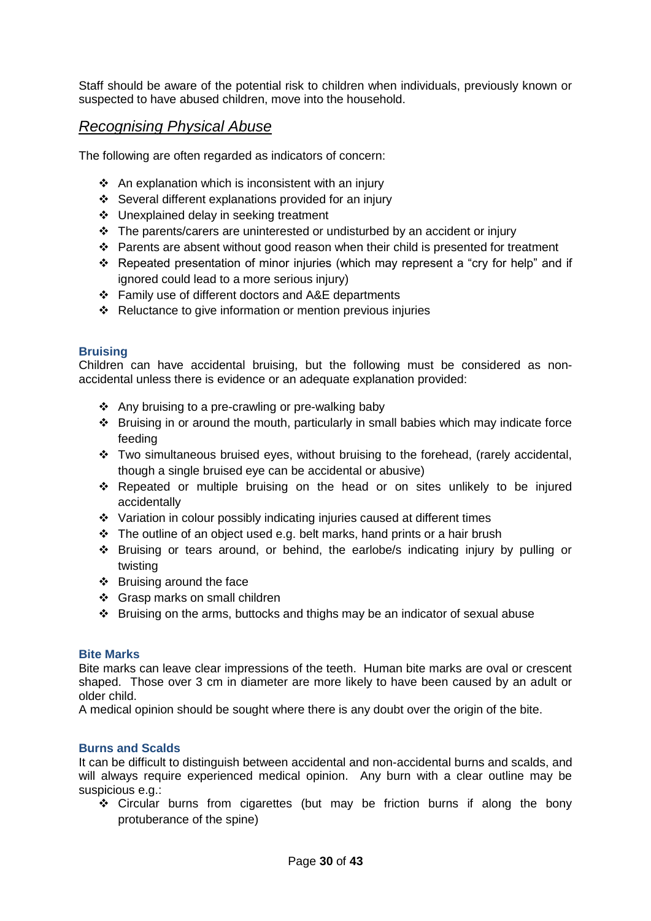Staff should be aware of the potential risk to children when individuals, previously known or suspected to have abused children, move into the household.

## *Recognising Physical Abuse*

The following are often regarded as indicators of concern:

- An explanation which is inconsistent with an injury
- Several different explanations provided for an injury
- Unexplained delay in seeking treatment
- The parents/carers are uninterested or undisturbed by an accident or injury
- Parents are absent without good reason when their child is presented for treatment
- Repeated presentation of minor injuries (which may represent a "cry for help" and if ignored could lead to a more serious injury)
- Family use of different doctors and A&E departments
- Reluctance to give information or mention previous injuries

### Bruising

Children can have accidental bruising, but the following must be considered as non-accidental unless there is evidence or an adequate explanation provided:

- Any bruising to a pre-crawling or pre-walking baby
- Bruising in or around the mouth, particularly in small babies which may indicate force feeding
- Two simultaneous bruised eyes, without bruising to the forehead, (rarely accidental, though a single bruised eye can be accidental or abusive)
- Repeated or multiple bruising on the head or on sites unlikely to be injured accidentally
- Variation in colour possibly indicating injuries caused at different times
- The outline of an object used e.g. belt marks, hand prints or a hair brush
- Bruising or tears around, or behind, the earlobe/s indicating injury by pulling or twisting
- Bruising around the face
- Grasp marks on small children
- Bruising on the arms, buttocks and thighs may be an indicator of sexual abuse

### Bite Marks

Bite marks can leave clear impressions of the teeth. Human bite marks are oval or crescent shaped. Those over 3 cm in diameter are more likely to have been caused by an adult or older child.

A medical opinion should be sought where there is any doubt over the origin of the bite.

### Burns and Scalds

It can be difficult to distinguish between accidental and non-accidental burns and scalds, and will always require experienced medical opinion. Any burn with a clear outline may be suspicious e.g.:

- Circular burns from cigarettes (but may be friction burns if along the bony protuberance of the spine)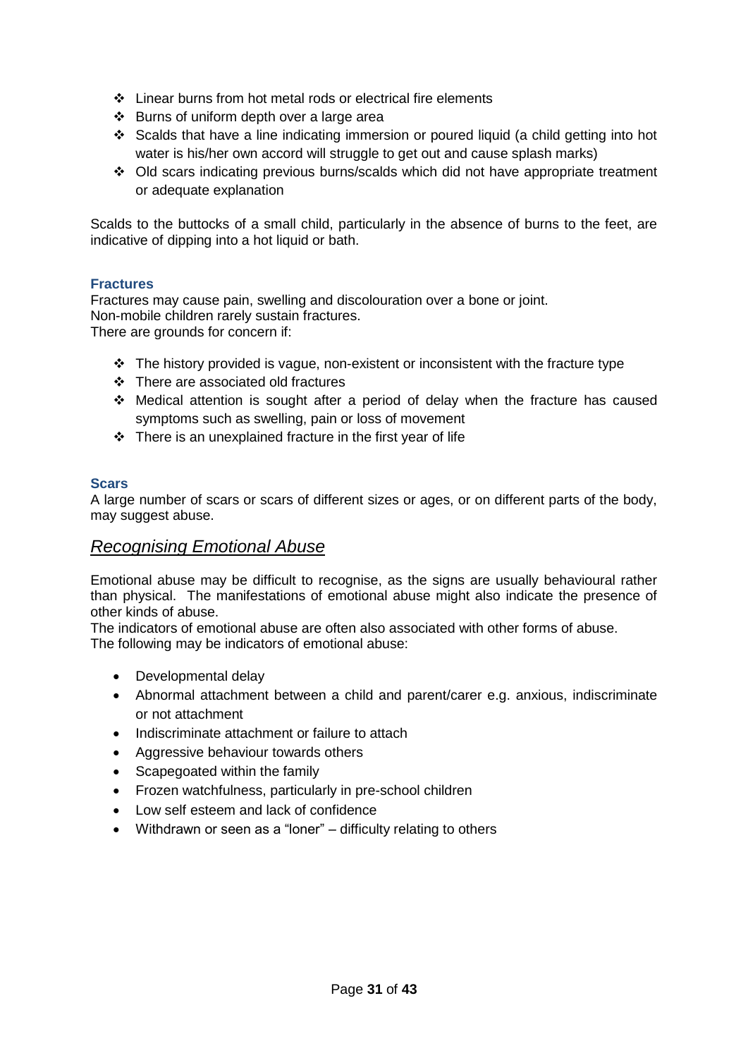- Linear burns from hot metal rods or electrical fire elements
- Burns of uniform depth over a large area
- Scalds that have a line indicating immersion or poured liquid (a child getting into hot water is his/her own accord will struggle to get out and cause splash marks)
- Old scars indicating previous burns/scalds which did not have appropriate treatment or adequate explanation

Scalds to the buttocks of a small child, particularly in the absence of burns to the feet, are indicative of dipping into a hot liquid or bath.

### Fractures

Fractures may cause pain, swelling and discolouration over a bone or joint.
Non-mobile children rarely sustain fractures.
There are grounds for concern if:

- The history provided is vague, non-existent or inconsistent with the fracture type
- There are associated old fractures
- Medical attention is sought after a period of delay when the fracture has caused symptoms such as swelling, pain or loss of movement
- There is an unexplained fracture in the first year of life

### Scars

A large number of scars or scars of different sizes or ages, or on different parts of the body, may suggest abuse.

## *Recognising Emotional Abuse*

Emotional abuse may be difficult to recognise, as the signs are usually behavioural rather than physical. The manifestations of emotional abuse might also indicate the presence of other kinds of abuse.
The indicators of emotional abuse are often also associated with other forms of abuse.
The following may be indicators of emotional abuse:

- Developmental delay
- Abnormal attachment between a child and parent/carer e.g. anxious, indiscriminate or not attachment
- Indiscriminate attachment or failure to attach
- Aggressive behaviour towards others
- Scapegoated within the family
- Frozen watchfulness, particularly in pre-school children
- Low self esteem and lack of confidence
- Withdrawn or seen as a "loner" – difficulty relating to others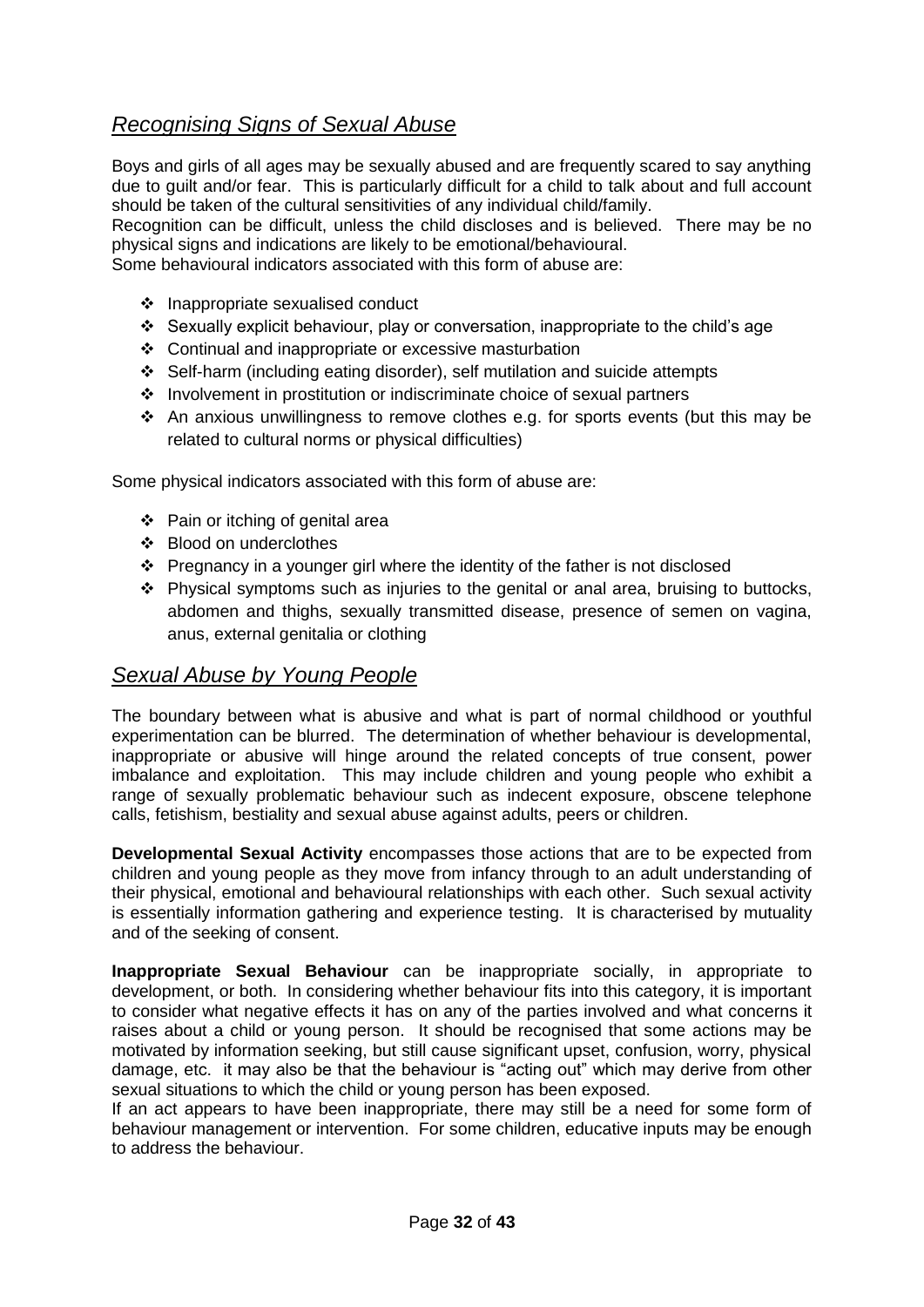## *Recognising Signs of Sexual Abuse*

Boys and girls of all ages may be sexually abused and are frequently scared to say anything due to guilt and/or fear. This is particularly difficult for a child to talk about and full account should be taken of the cultural sensitivities of any individual child/family.
Recognition can be difficult, unless the child discloses and is believed. There may be no physical signs and indications are likely to be emotional/behavioural.
Some behavioural indicators associated with this form of abuse are:

- Inappropriate sexualised conduct
- Sexually explicit behaviour, play or conversation, inappropriate to the child's age
- Continual and inappropriate or excessive masturbation
- Self-harm (including eating disorder), self mutilation and suicide attempts
- Involvement in prostitution or indiscriminate choice of sexual partners
- An anxious unwillingness to remove clothes e.g. for sports events (but this may be related to cultural norms or physical difficulties)

Some physical indicators associated with this form of abuse are:

- Pain or itching of genital area
- Blood on underclothes
- Pregnancy in a younger girl where the identity of the father is not disclosed
- Physical symptoms such as injuries to the genital or anal area, bruising to buttocks, abdomen and thighs, sexually transmitted disease, presence of semen on vagina, anus, external genitalia or clothing

## *Sexual Abuse by Young People*

The boundary between what is abusive and what is part of normal childhood or youthful experimentation can be blurred. The determination of whether behaviour is developmental, inappropriate or abusive will hinge around the related concepts of true consent, power imbalance and exploitation. This may include children and young people who exhibit a range of sexually problematic behaviour such as indecent exposure, obscene telephone calls, fetishism, bestiality and sexual abuse against adults, peers or children.

**Developmental Sexual Activity** encompasses those actions that are to be expected from children and young people as they move from infancy through to an adult understanding of their physical, emotional and behavioural relationships with each other. Such sexual activity is essentially information gathering and experience testing. It is characterised by mutuality and of the seeking of consent.

**Inappropriate Sexual Behaviour** can be inappropriate socially, in appropriate to development, or both. In considering whether behaviour fits into this category, it is important to consider what negative effects it has on any of the parties involved and what concerns it raises about a child or young person. It should be recognised that some actions may be motivated by information seeking, but still cause significant upset, confusion, worry, physical damage, etc. it may also be that the behaviour is "acting out" which may derive from other sexual situations to which the child or young person has been exposed.
If an act appears to have been inappropriate, there may still be a need for some form of behaviour management or intervention. For some children, educative inputs may be enough to address the behaviour.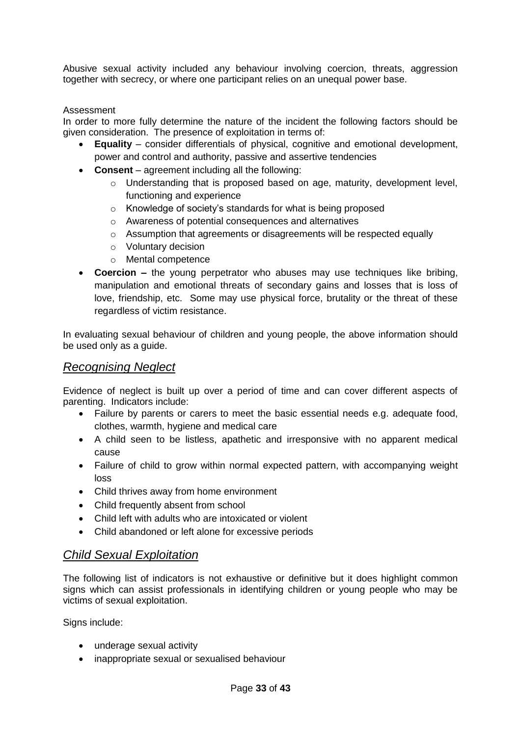Abusive sexual activity included any behaviour involving coercion, threats, aggression together with secrecy, or where one participant relies on an unequal power base.

Assessment

In order to more fully determine the nature of the incident the following factors should be given consideration. The presence of exploitation in terms of:

- **Equality** – consider differentials of physical, cognitive and emotional development, power and control and authority, passive and assertive tendencies
- **Consent** – agreement including all the following:
  - Understanding that is proposed based on age, maturity, development level, functioning and experience
  - Knowledge of society's standards for what is being proposed
  - Awareness of potential consequences and alternatives
  - Assumption that agreements or disagreements will be respected equally
  - Voluntary decision
  - Mental competence
- **Coercion –** the young perpetrator who abuses may use techniques like bribing, manipulation and emotional threats of secondary gains and losses that is loss of love, friendship, etc. Some may use physical force, brutality or the threat of these regardless of victim resistance.

In evaluating sexual behaviour of children and young people, the above information should be used only as a guide.

## *Recognising Neglect*

Evidence of neglect is built up over a period of time and can cover different aspects of parenting. Indicators include:

- Failure by parents or carers to meet the basic essential needs e.g. adequate food, clothes, warmth, hygiene and medical care
- A child seen to be listless, apathetic and irresponsive with no apparent medical cause
- Failure of child to grow within normal expected pattern, with accompanying weight loss
- Child thrives away from home environment
- Child frequently absent from school
- Child left with adults who are intoxicated or violent
- Child abandoned or left alone for excessive periods

## *Child Sexual Exploitation*

The following list of indicators is not exhaustive or definitive but it does highlight common signs which can assist professionals in identifying children or young people who may be victims of sexual exploitation.

Signs include:

- underage sexual activity
- inappropriate sexual or sexualised behaviour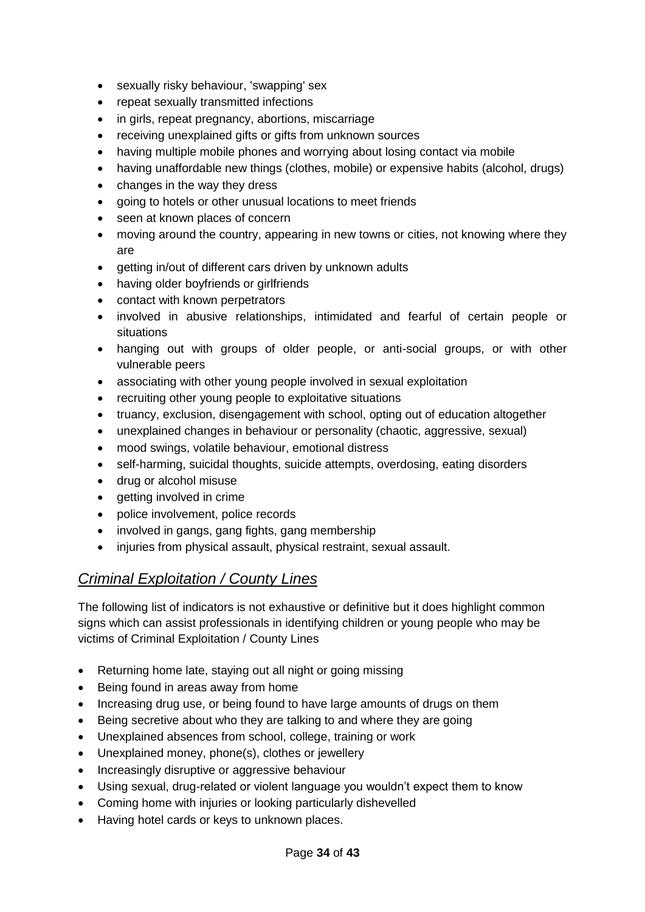- sexually risky behaviour, 'swapping' sex
- repeat sexually transmitted infections
- in girls, repeat pregnancy, abortions, miscarriage
- receiving unexplained gifts or gifts from unknown sources
- having multiple mobile phones and worrying about losing contact via mobile
- having unaffordable new things (clothes, mobile) or expensive habits (alcohol, drugs)
- changes in the way they dress
- going to hotels or other unusual locations to meet friends
- seen at known places of concern
- moving around the country, appearing in new towns or cities, not knowing where they are
- getting in/out of different cars driven by unknown adults
- having older boyfriends or girlfriends
- contact with known perpetrators
- involved in abusive relationships, intimidated and fearful of certain people or situations
- hanging out with groups of older people, or anti-social groups, or with other vulnerable peers
- associating with other young people involved in sexual exploitation
- recruiting other young people to exploitative situations
- truancy, exclusion, disengagement with school, opting out of education altogether
- unexplained changes in behaviour or personality (chaotic, aggressive, sexual)
- mood swings, volatile behaviour, emotional distress
- self-harming, suicidal thoughts, suicide attempts, overdosing, eating disorders
- drug or alcohol misuse
- getting involved in crime
- police involvement, police records
- involved in gangs, gang fights, gang membership
- injuries from physical assault, physical restraint, sexual assault.

## *Criminal Exploitation / County Lines*

The following list of indicators is not exhaustive or definitive but it does highlight common signs which can assist professionals in identifying children or young people who may be victims of Criminal Exploitation / County Lines

- Returning home late, staying out all night or going missing
- Being found in areas away from home
- Increasing drug use, or being found to have large amounts of drugs on them
- Being secretive about who they are talking to and where they are going
- Unexplained absences from school, college, training or work
- Unexplained money, phone(s), clothes or jewellery
- Increasingly disruptive or aggressive behaviour
- Using sexual, drug-related or violent language you wouldn't expect them to know
- Coming home with injuries or looking particularly dishevelled
- Having hotel cards or keys to unknown places.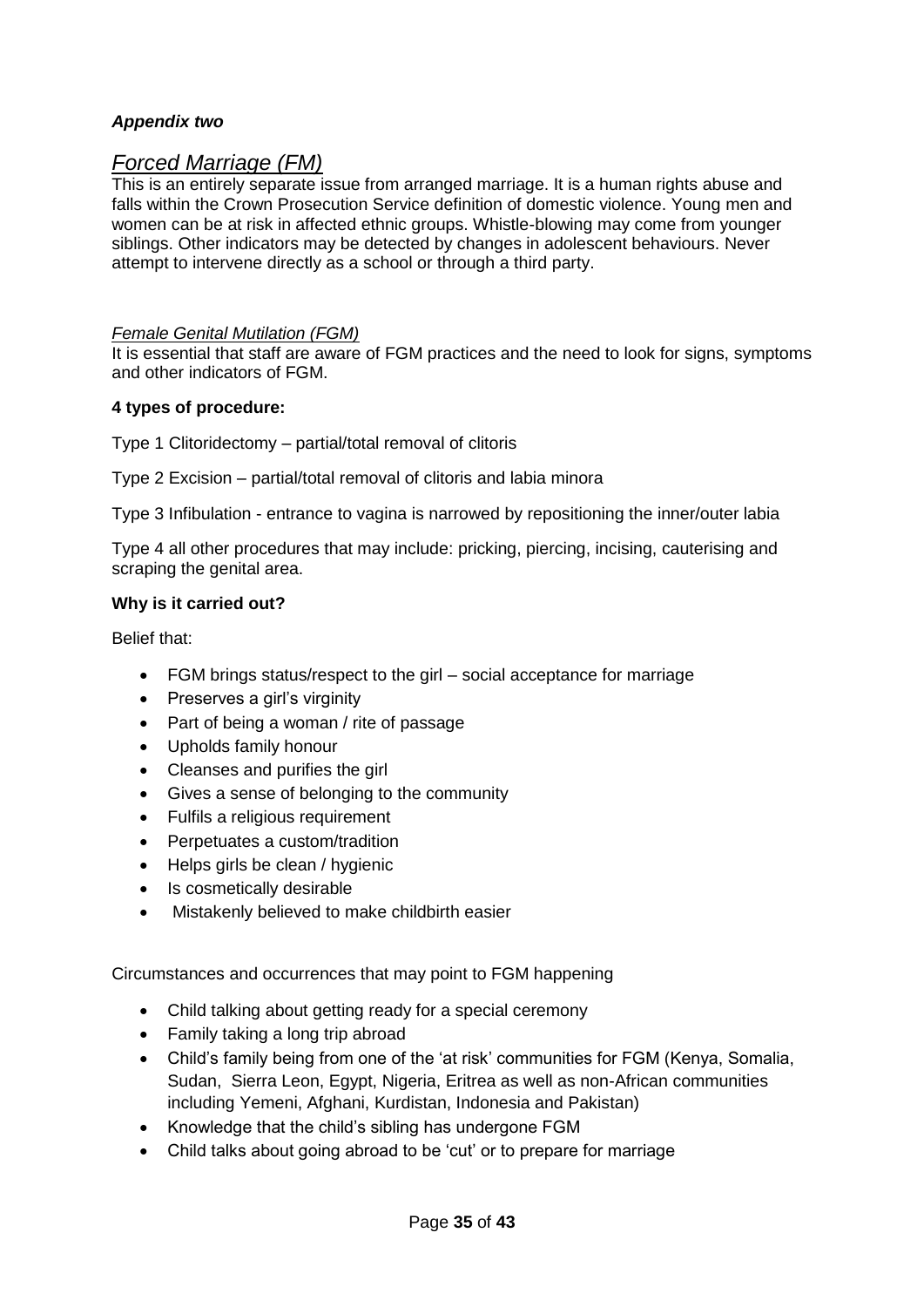***Appendix two***

## *Forced Marriage (FM)*

This is an entirely separate issue from arranged marriage. It is a human rights abuse and falls within the Crown Prosecution Service definition of domestic violence. Young men and women can be at risk in affected ethnic groups. Whistle-blowing may come from younger siblings. Other indicators may be detected by changes in adolescent behaviours. Never attempt to intervene directly as a school or through a third party.

### *Female Genital Mutilation (FGM)*

It is essential that staff are aware of FGM practices and the need to look for signs, symptoms and other indicators of FGM.

**4 types of procedure:**

Type 1 Clitoridectomy – partial/total removal of clitoris

Type 2 Excision – partial/total removal of clitoris and labia minora

Type 3 Infibulation - entrance to vagina is narrowed by repositioning the inner/outer labia

Type 4 all other procedures that may include: pricking, piercing, incising, cauterising and scraping the genital area.

**Why is it carried out?**

Belief that:

- FGM brings status/respect to the girl – social acceptance for marriage
- Preserves a girl's virginity
- Part of being a woman / rite of passage
- Upholds family honour
- Cleanses and purifies the girl
- Gives a sense of belonging to the community
- Fulfils a religious requirement
- Perpetuates a custom/tradition
- Helps girls be clean / hygienic
- Is cosmetically desirable
- Mistakenly believed to make childbirth easier

Circumstances and occurrences that may point to FGM happening

- Child talking about getting ready for a special ceremony
- Family taking a long trip abroad
- Child's family being from one of the 'at risk' communities for FGM (Kenya, Somalia, Sudan, Sierra Leon, Egypt, Nigeria, Eritrea as well as non-African communities including Yemeni, Afghani, Kurdistan, Indonesia and Pakistan)
- Knowledge that the child's sibling has undergone FGM
- Child talks about going abroad to be 'cut' or to prepare for marriage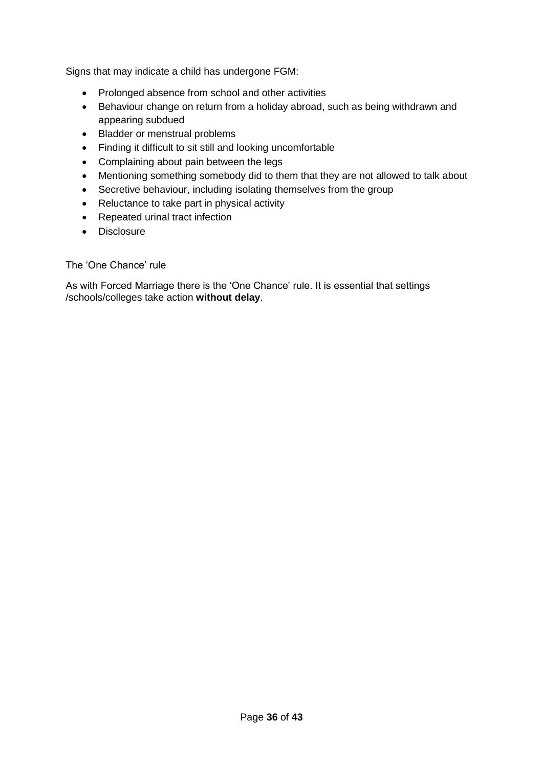Signs that may indicate a child has undergone FGM:

- Prolonged absence from school and other activities
- Behaviour change on return from a holiday abroad, such as being withdrawn and appearing subdued
- Bladder or menstrual problems
- Finding it difficult to sit still and looking uncomfortable
- Complaining about pain between the legs
- Mentioning something somebody did to them that they are not allowed to talk about
- Secretive behaviour, including isolating themselves from the group
- Reluctance to take part in physical activity
- Repeated urinal tract infection
- Disclosure

The 'One Chance' rule

As with Forced Marriage there is the 'One Chance' rule. It is essential that settings /schools/colleges take action **without delay**.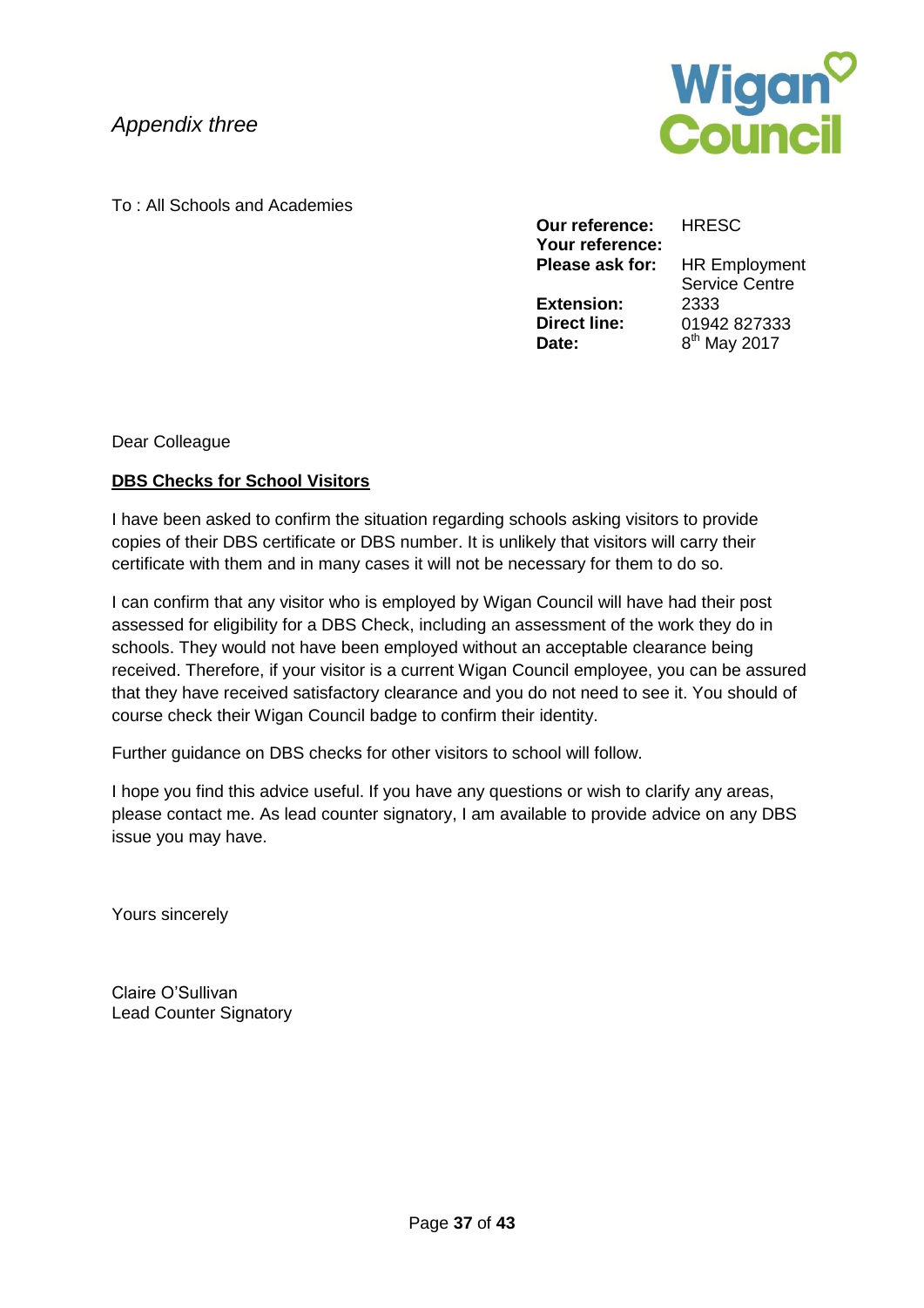*Appendix three*

Wigan Council

To : All Schools and Academies

| | |
|---|---|
| **Our reference:** | HRESC |
| **Your reference:** | |
| **Please ask for:** | HR Employment Service Centre |
| **Extension:** | 2333 |
| **Direct line:** | 01942 827333 |
| **Date:** | 8th May 2017 |

Dear Colleague

**DBS Checks for School Visitors**

I have been asked to confirm the situation regarding schools asking visitors to provide copies of their DBS certificate or DBS number. It is unlikely that visitors will carry their certificate with them and in many cases it will not be necessary for them to do so.

I can confirm that any visitor who is employed by Wigan Council will have had their post assessed for eligibility for a DBS Check, including an assessment of the work they do in schools. They would not have been employed without an acceptable clearance being received. Therefore, if your visitor is a current Wigan Council employee, you can be assured that they have received satisfactory clearance and you do not need to see it. You should of course check their Wigan Council badge to confirm their identity.

Further guidance on DBS checks for other visitors to school will follow.

I hope you find this advice useful. If you have any questions or wish to clarify any areas, please contact me. As lead counter signatory, I am available to provide advice on any DBS issue you may have.

Yours sincerely

Claire O'Sullivan
Lead Counter Signatory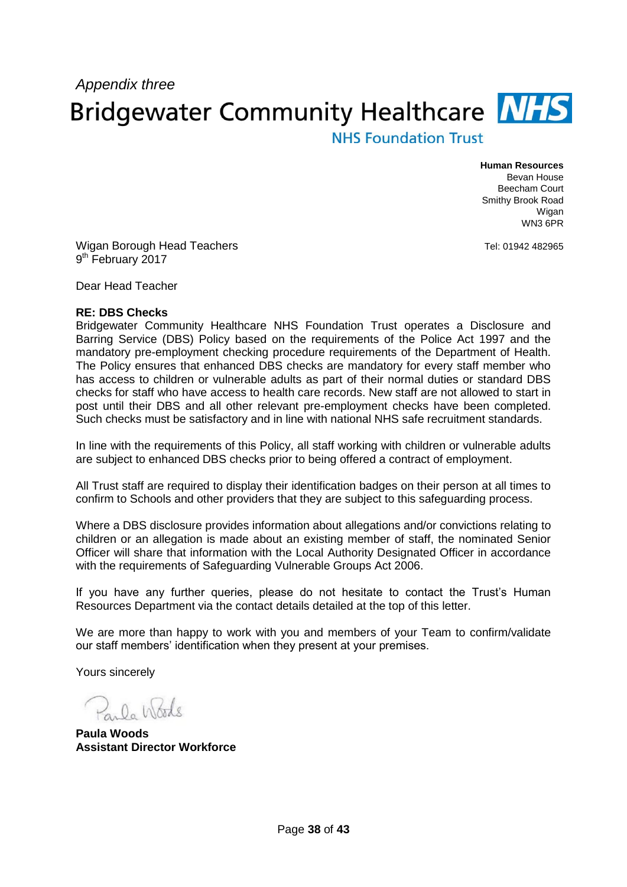*Appendix three*

# Bridgewater Community Healthcare NHS

NHS Foundation Trust

**Human Resources**
Bevan House
Beecham Court
Smithy Brook Road
Wigan
WN3 6PR

Tel: 01942 482965

Wigan Borough Head Teachers
9th February 2017

Dear Head Teacher

**RE: DBS Checks**
Bridgewater Community Healthcare NHS Foundation Trust operates a Disclosure and Barring Service (DBS) Policy based on the requirements of the Police Act 1997 and the mandatory pre-employment checking procedure requirements of the Department of Health. The Policy ensures that enhanced DBS checks are mandatory for every staff member who has access to children or vulnerable adults as part of their normal duties or standard DBS checks for staff who have access to health care records. New staff are not allowed to start in post until their DBS and all other relevant pre-employment checks have been completed. Such checks must be satisfactory and in line with national NHS safe recruitment standards.

In line with the requirements of this Policy, all staff working with children or vulnerable adults are subject to enhanced DBS checks prior to being offered a contract of employment.

All Trust staff are required to display their identification badges on their person at all times to confirm to Schools and other providers that they are subject to this safeguarding process.

Where a DBS disclosure provides information about allegations and/or convictions relating to children or an allegation is made about an existing member of staff, the nominated Senior Officer will share that information with the Local Authority Designated Officer in accordance with the requirements of Safeguarding Vulnerable Groups Act 2006.

If you have any further queries, please do not hesitate to contact the Trust's Human Resources Department via the contact details detailed at the top of this letter.

We are more than happy to work with you and members of your Team to confirm/validate our staff members' identification when they present at your premises.

Yours sincerely

Paula Woods

**Paula Woods**
**Assistant Director Workforce**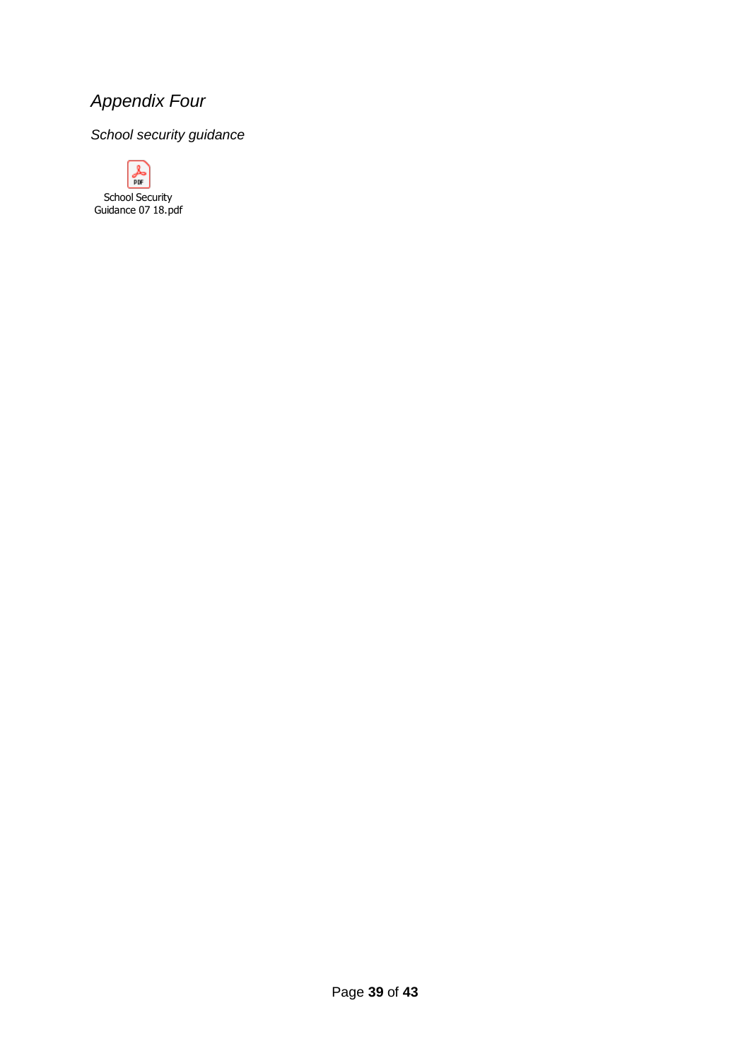# *Appendix Four*

*School security guidance*

School Security Guidance 07 18.pdf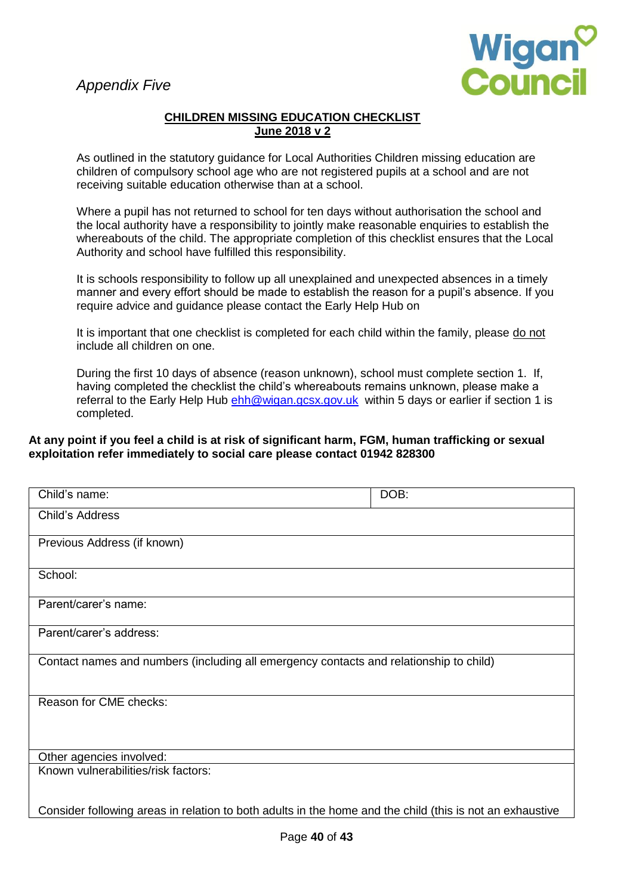*Appendix Five*

Wigan Council

**CHILDREN MISSING EDUCATION CHECKLIST**
**June 2018 v 2**

As outlined in the statutory guidance for Local Authorities Children missing education are children of compulsory school age who are not registered pupils at a school and are not receiving suitable education otherwise than at a school.

Where a pupil has not returned to school for ten days without authorisation the school and the local authority have a responsibility to jointly make reasonable enquiries to establish the whereabouts of the child. The appropriate completion of this checklist ensures that the Local Authority and school have fulfilled this responsibility.

It is schools responsibility to follow up all unexplained and unexpected absences in a timely manner and every effort should be made to establish the reason for a pupil's absence. If you require advice and guidance please contact the Early Help Hub on

It is important that one checklist is completed for each child within the family, please do not include all children on one.

During the first 10 days of absence (reason unknown), school must complete section 1. If, having completed the checklist the child's whereabouts remains unknown, please make a referral to the Early Help Hub ehh@wigan.gcsx.gov.uk within 5 days or earlier if section 1 is completed.

**At any point if you feel a child is at risk of significant harm, FGM, human trafficking or sexual exploitation refer immediately to social care please contact 01942 828300**

| | |
|---|---|
| Child's name: | DOB: |
| Child's Address | |
| Previous Address (if known) | |
| School: | |
| Parent/carer's name: | |
| Parent/carer's address: | |
| Contact names and numbers (including all emergency contacts and relationship to child) | |
| Reason for CME checks: | |
| Other agencies involved: | |
| Known vulnerabilities/risk factors:<br><br>Consider following areas in relation to both adults in the home and the child (this is not an exhaustive | |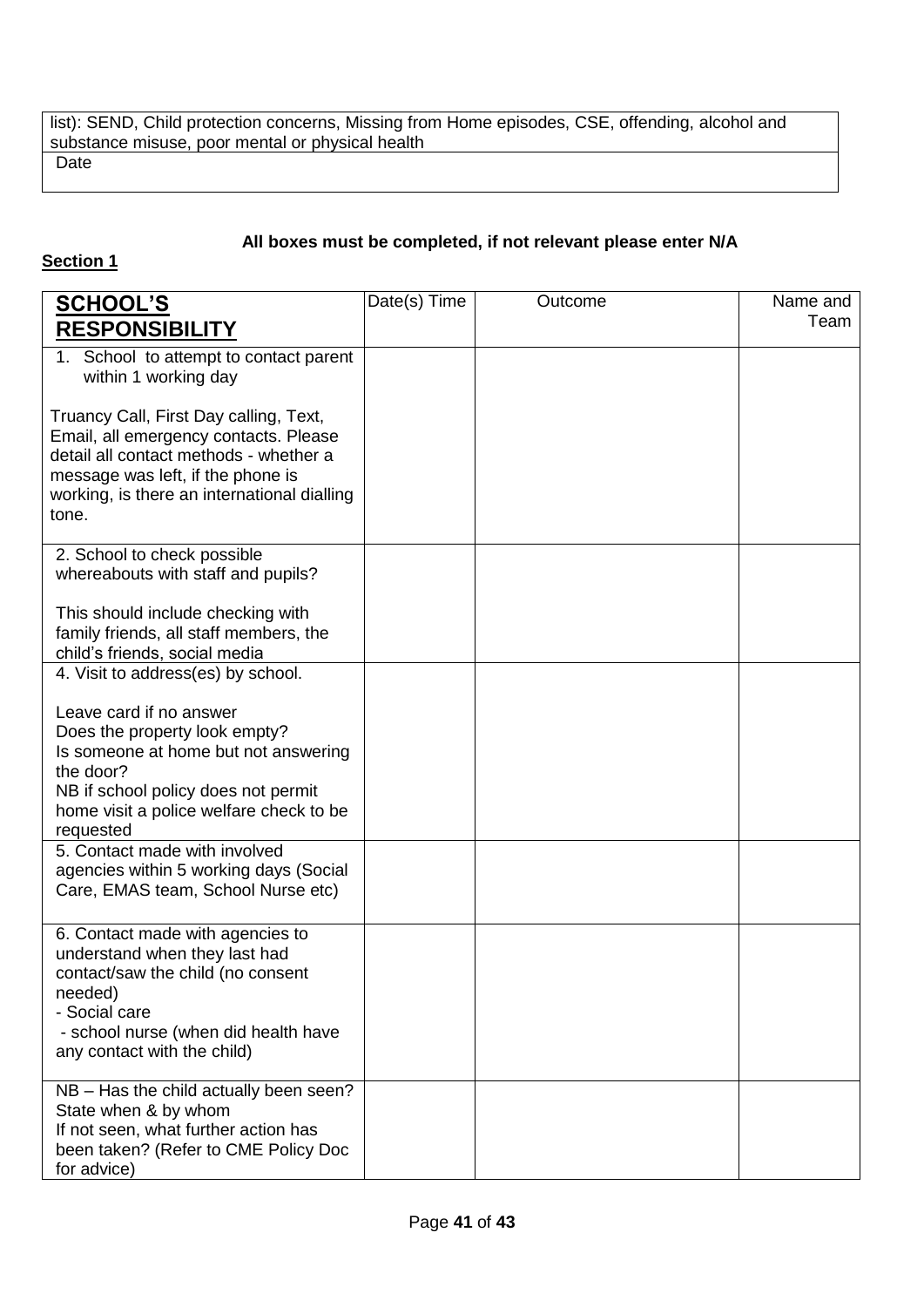| |
|---|
| list): SEND, Child protection concerns, Missing from Home episodes, CSE, offending, alcohol and substance misuse, poor mental or physical health |
| Date |

**All boxes must be completed, if not relevant please enter N/A**

**Section 1**

| **SCHOOL'S RESPONSIBILITY** | Date(s) Time | Outcome | Name and Team |
|---|---|---|---|
| 1. School to attempt to contact parent within 1 working day<br><br>Truancy Call, First Day calling, Text, Email, all emergency contacts. Please detail all contact methods - whether a message was left, if the phone is working, is there an international dialling tone. | | | |
| 2. School to check possible whereabouts with staff and pupils?<br><br>This should include checking with family friends, all staff members, the child's friends, social media | | | |
| 4. Visit to address(es) by school.<br><br>Leave card if no answer<br>Does the property look empty?<br>Is someone at home but not answering the door?<br>NB if school policy does not permit home visit a police welfare check to be requested | | | |
| 5. Contact made with involved agencies within 5 working days (Social Care, EMAS team, School Nurse etc) | | | |
| 6. Contact made with agencies to understand when they last had contact/saw the child (no consent needed)<br>- Social care<br>- school nurse (when did health have any contact with the child) | | | |
| NB – Has the child actually been seen? State when & by whom<br>If not seen, what further action has been taken? (Refer to CME Policy Doc for advice) | | | |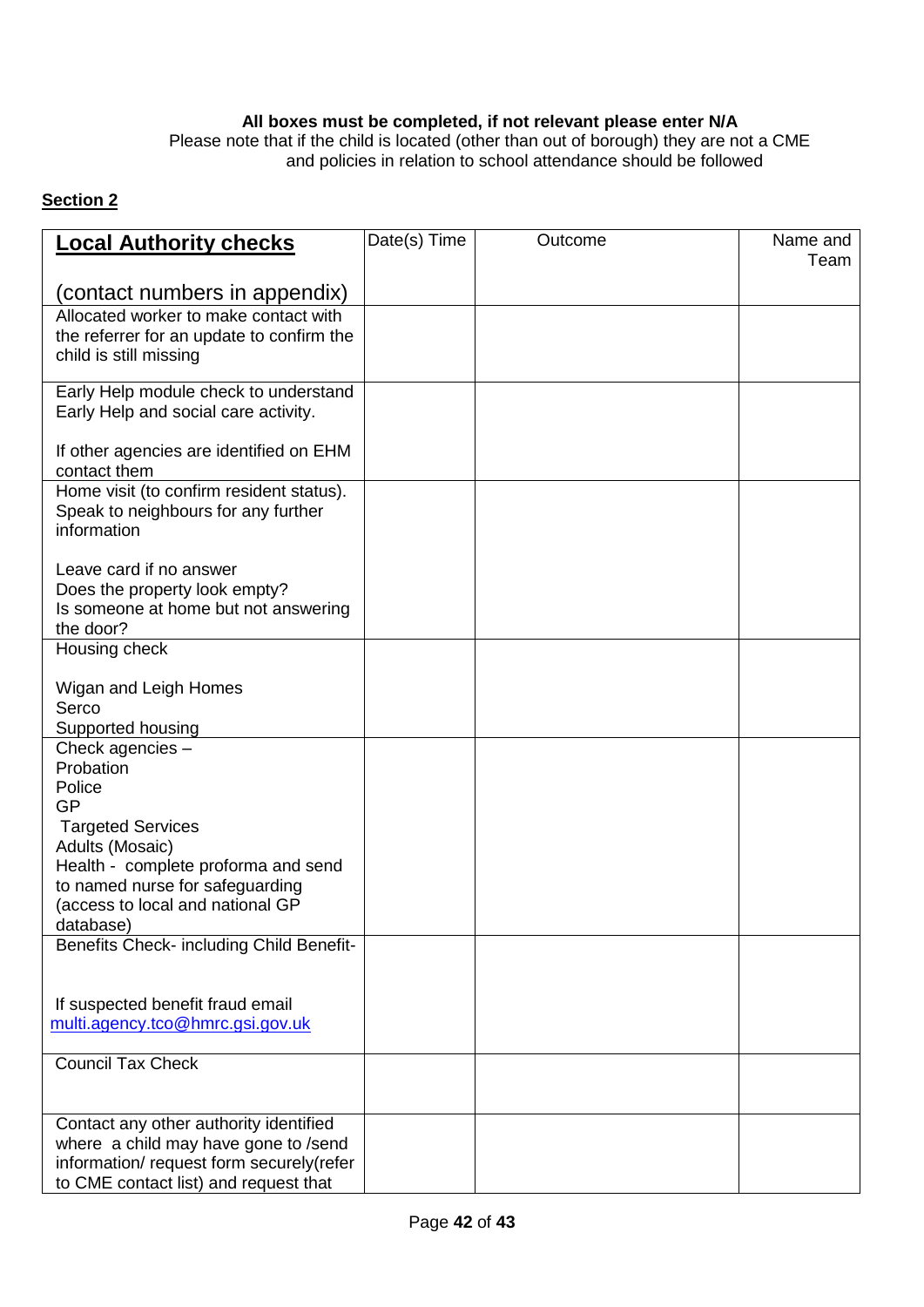**All boxes must be completed, if not relevant please enter N/A**

Please note that if the child is located (other than out of borough) they are not a CME and policies in relation to school attendance should be followed

**Section 2**

| **Local Authority checks**<br><br>(contact numbers in appendix) | Date(s) Time | Outcome | Name and Team |
|---|---|---|---|
| Allocated worker to make contact with the referrer for an update to confirm the child is still missing | | | |
| Early Help module check to understand Early Help and social care activity.<br><br>If other agencies are identified on EHM contact them | | | |
| Home visit (to confirm resident status). Speak to neighbours for any further information<br><br>Leave card if no answer<br>Does the property look empty?<br>Is someone at home but not answering the door? | | | |
| Housing check<br><br>Wigan and Leigh Homes<br>Serco<br>Supported housing | | | |
| Check agencies –<br>Probation<br>Police<br>GP<br>Targeted Services<br>Adults (Mosaic)<br>Health - complete proforma and send to named nurse for safeguarding (access to local and national GP database) | | | |
| Benefits Check- including Child Benefit-<br><br>If suspected benefit fraud email multi.agency.tco@hmrc.gsi.gov.uk | | | |
| Council Tax Check | | | |
| Contact any other authority identified where a child may have gone to /send information/ request form securely(refer to CME contact list) and request that | | | |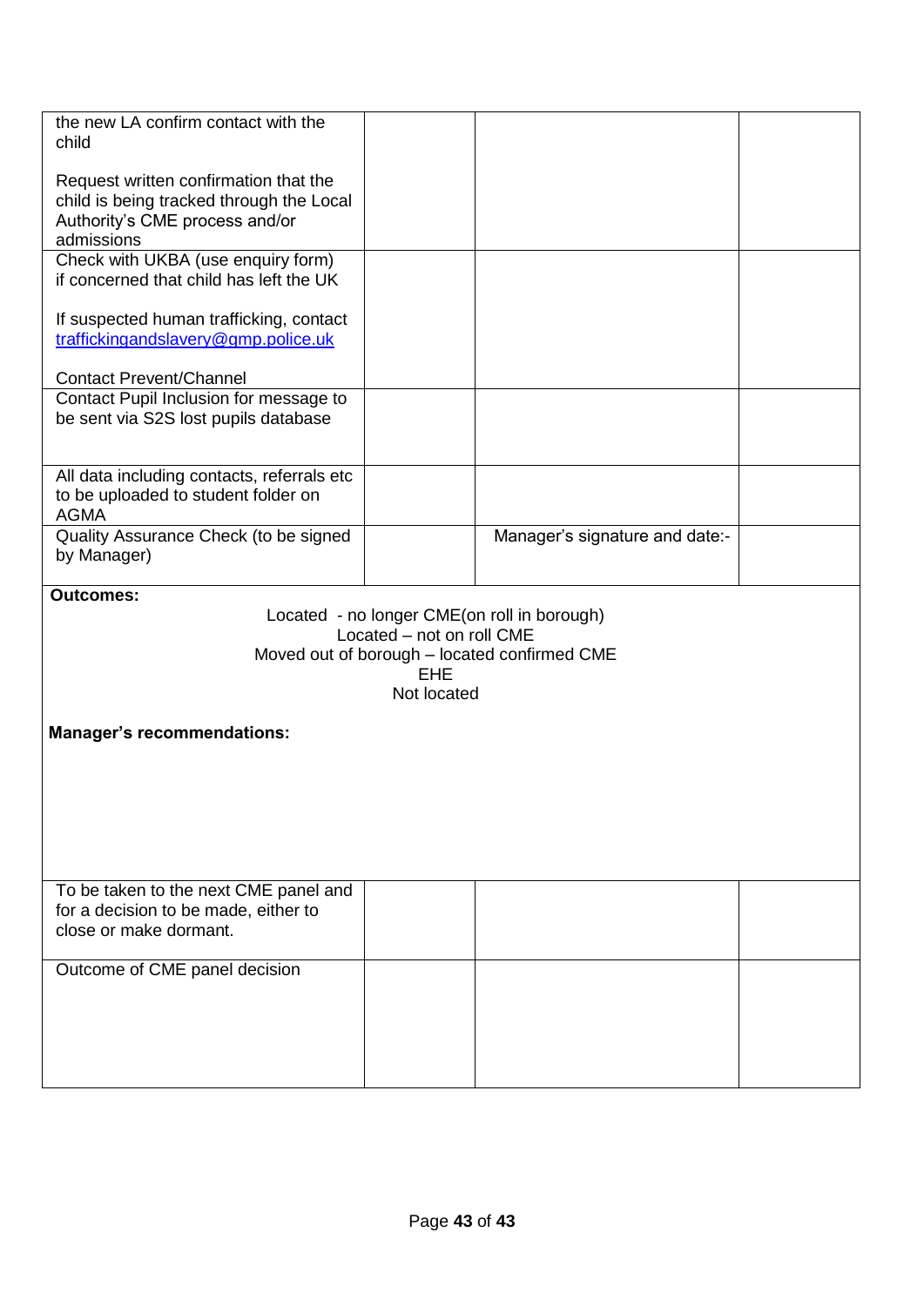| | | | |
|---|---|---|---|
| the new LA confirm contact with the child<br><br>Request written confirmation that the child is being tracked through the Local Authority's CME process and/or admissions | | | |
| Check with UKBA (use enquiry form) if concerned that child has left the UK<br><br>If suspected human trafficking, contact traffickingandslavery@gmp.police.uk<br><br>Contact Prevent/Channel | | | |
| Contact Pupil Inclusion for message to be sent via S2S lost pupils database | | | |
| All data including contacts, referrals etc to be uploaded to student folder on AGMA | | | |
| Quality Assurance Check (to be signed by Manager) | | Manager's signature and date:- | |

**Outcomes:**

Located - no longer CME(on roll in borough)
Located – not on roll CME
Moved out of borough – located confirmed CME
EHE
Not located

**Manager's recommendations:**

| | | | |
|---|---|---|---|
| To be taken to the next CME panel and for a decision to be made, either to close or make dormant. | | | |
| Outcome of CME panel decision | | | |